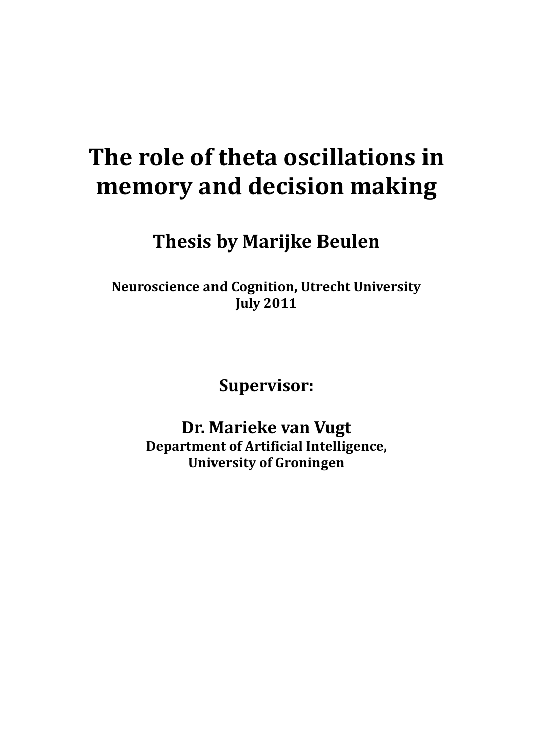# The role of theta oscillations in memory and decision making

## Thesis by Marijke Beulen

**Neuroscience and Cognition, Utrecht University**
**July 2011**

**Supervisor:**

**Dr. Marieke van Vugt**
**Department of Artificial Intelligence,**
**University of Groningen**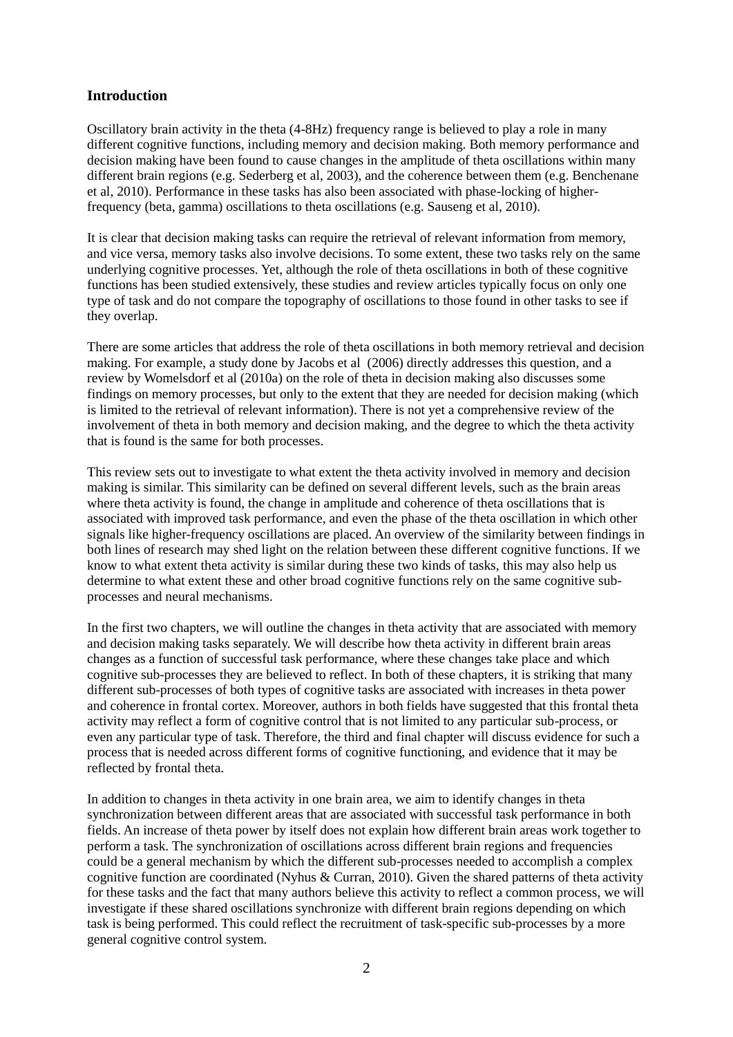## Introduction

Oscillatory brain activity in the theta (4-8Hz) frequency range is believed to play a role in many different cognitive functions, including memory and decision making. Both memory performance and decision making have been found to cause changes in the amplitude of theta oscillations within many different brain regions (e.g. Sederberg et al, 2003), and the coherence between them (e.g. Benchenane et al, 2010). Performance in these tasks has also been associated with phase-locking of higher-frequency (beta, gamma) oscillations to theta oscillations (e.g. Sauseng et al, 2010).

It is clear that decision making tasks can require the retrieval of relevant information from memory, and vice versa, memory tasks also involve decisions. To some extent, these two tasks rely on the same underlying cognitive processes. Yet, although the role of theta oscillations in both of these cognitive functions has been studied extensively, these studies and review articles typically focus on only one type of task and do not compare the topography of oscillations to those found in other tasks to see if they overlap.

There are some articles that address the role of theta oscillations in both memory retrieval and decision making. For example, a study done by Jacobs et al (2006) directly addresses this question, and a review by Womelsdorf et al (2010a) on the role of theta in decision making also discusses some findings on memory processes, but only to the extent that they are needed for decision making (which is limited to the retrieval of relevant information). There is not yet a comprehensive review of the involvement of theta in both memory and decision making, and the degree to which the theta activity that is found is the same for both processes.

This review sets out to investigate to what extent the theta activity involved in memory and decision making is similar. This similarity can be defined on several different levels, such as the brain areas where theta activity is found, the change in amplitude and coherence of theta oscillations that is associated with improved task performance, and even the phase of the theta oscillation in which other signals like higher-frequency oscillations are placed. An overview of the similarity between findings in both lines of research may shed light on the relation between these different cognitive functions. If we know to what extent theta activity is similar during these two kinds of tasks, this may also help us determine to what extent these and other broad cognitive functions rely on the same cognitive sub-processes and neural mechanisms.

In the first two chapters, we will outline the changes in theta activity that are associated with memory and decision making tasks separately. We will describe how theta activity in different brain areas changes as a function of successful task performance, where these changes take place and which cognitive sub-processes they are believed to reflect. In both of these chapters, it is striking that many different sub-processes of both types of cognitive tasks are associated with increases in theta power and coherence in frontal cortex. Moreover, authors in both fields have suggested that this frontal theta activity may reflect a form of cognitive control that is not limited to any particular sub-process, or even any particular type of task. Therefore, the third and final chapter will discuss evidence for such a process that is needed across different forms of cognitive functioning, and evidence that it may be reflected by frontal theta.

In addition to changes in theta activity in one brain area, we aim to identify changes in theta synchronization between different areas that are associated with successful task performance in both fields. An increase of theta power by itself does not explain how different brain areas work together to perform a task. The synchronization of oscillations across different brain regions and frequencies could be a general mechanism by which the different sub-processes needed to accomplish a complex cognitive function are coordinated (Nyhus & Curran, 2010). Given the shared patterns of theta activity for these tasks and the fact that many authors believe this activity to reflect a common process, we will investigate if these shared oscillations synchronize with different brain regions depending on which task is being performed. This could reflect the recruitment of task-specific sub-processes by a more general cognitive control system.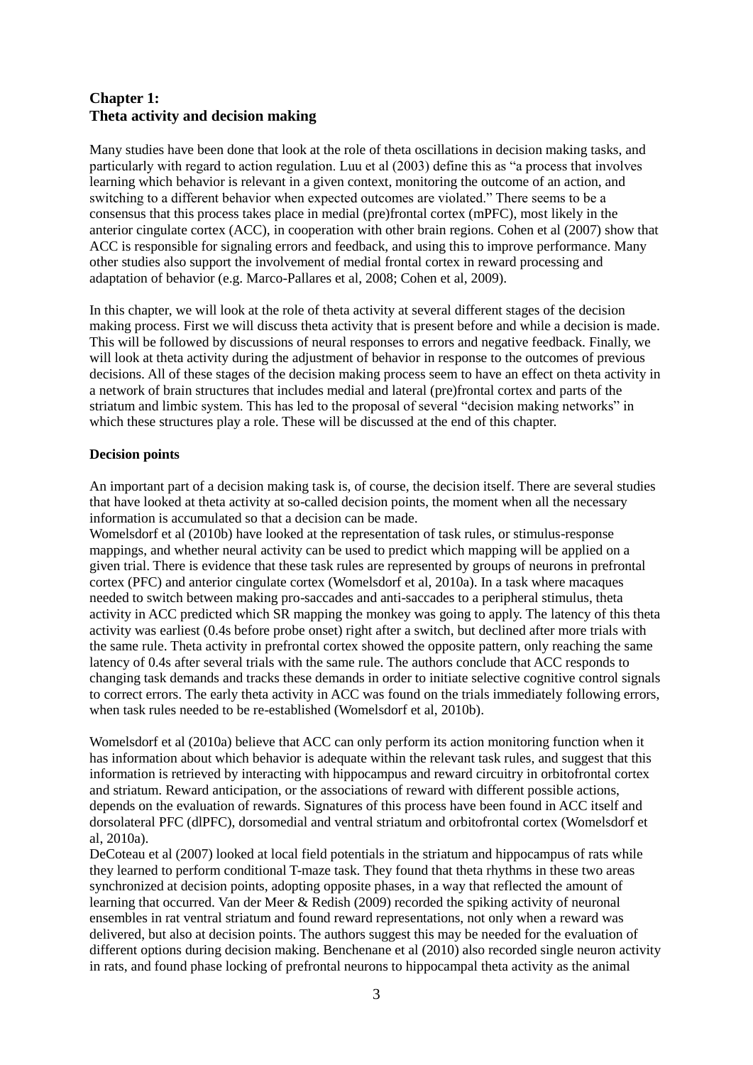## Chapter 1: Theta activity and decision making

Many studies have been done that look at the role of theta oscillations in decision making tasks, and particularly with regard to action regulation. Luu et al (2003) define this as "a process that involves learning which behavior is relevant in a given context, monitoring the outcome of an action, and switching to a different behavior when expected outcomes are violated." There seems to be a consensus that this process takes place in medial (pre)frontal cortex (mPFC), most likely in the anterior cingulate cortex (ACC), in cooperation with other brain regions. Cohen et al (2007) show that ACC is responsible for signaling errors and feedback, and using this to improve performance. Many other studies also support the involvement of medial frontal cortex in reward processing and adaptation of behavior (e.g. Marco-Pallares et al, 2008; Cohen et al, 2009).

In this chapter, we will look at the role of theta activity at several different stages of the decision making process. First we will discuss theta activity that is present before and while a decision is made. This will be followed by discussions of neural responses to errors and negative feedback. Finally, we will look at theta activity during the adjustment of behavior in response to the outcomes of previous decisions. All of these stages of the decision making process seem to have an effect on theta activity in a network of brain structures that includes medial and lateral (pre)frontal cortex and parts of the striatum and limbic system. This has led to the proposal of several "decision making networks" in which these structures play a role. These will be discussed at the end of this chapter.

### Decision points

An important part of a decision making task is, of course, the decision itself. There are several studies that have looked at theta activity at so-called decision points, the moment when all the necessary information is accumulated so that a decision can be made.
Womelsdorf et al (2010b) have looked at the representation of task rules, or stimulus-response mappings, and whether neural activity can be used to predict which mapping will be applied on a given trial. There is evidence that these task rules are represented by groups of neurons in prefrontal cortex (PFC) and anterior cingulate cortex (Womelsdorf et al, 2010a). In a task where macaques needed to switch between making pro-saccades and anti-saccades to a peripheral stimulus, theta activity in ACC predicted which SR mapping the monkey was going to apply. The latency of this theta activity was earliest (0.4s before probe onset) right after a switch, but declined after more trials with the same rule. Theta activity in prefrontal cortex showed the opposite pattern, only reaching the same latency of 0.4s after several trials with the same rule. The authors conclude that ACC responds to changing task demands and tracks these demands in order to initiate selective cognitive control signals to correct errors. The early theta activity in ACC was found on the trials immediately following errors, when task rules needed to be re-established (Womelsdorf et al, 2010b).

Womelsdorf et al (2010a) believe that ACC can only perform its action monitoring function when it has information about which behavior is adequate within the relevant task rules, and suggest that this information is retrieved by interacting with hippocampus and reward circuitry in orbitofrontal cortex and striatum. Reward anticipation, or the associations of reward with different possible actions, depends on the evaluation of rewards. Signatures of this process have been found in ACC itself and dorsolateral PFC (dlPFC), dorsomedial and ventral striatum and orbitofrontal cortex (Womelsdorf et al, 2010a).
DeCoteau et al (2007) looked at local field potentials in the striatum and hippocampus of rats while they learned to perform conditional T-maze task. They found that theta rhythms in these two areas synchronized at decision points, adopting opposite phases, in a way that reflected the amount of learning that occurred. Van der Meer & Redish (2009) recorded the spiking activity of neuronal ensembles in rat ventral striatum and found reward representations, not only when a reward was delivered, but also at decision points. The authors suggest this may be needed for the evaluation of different options during decision making. Benchenane et al (2010) also recorded single neuron activity in rats, and found phase locking of prefrontal neurons to hippocampal theta activity as the animal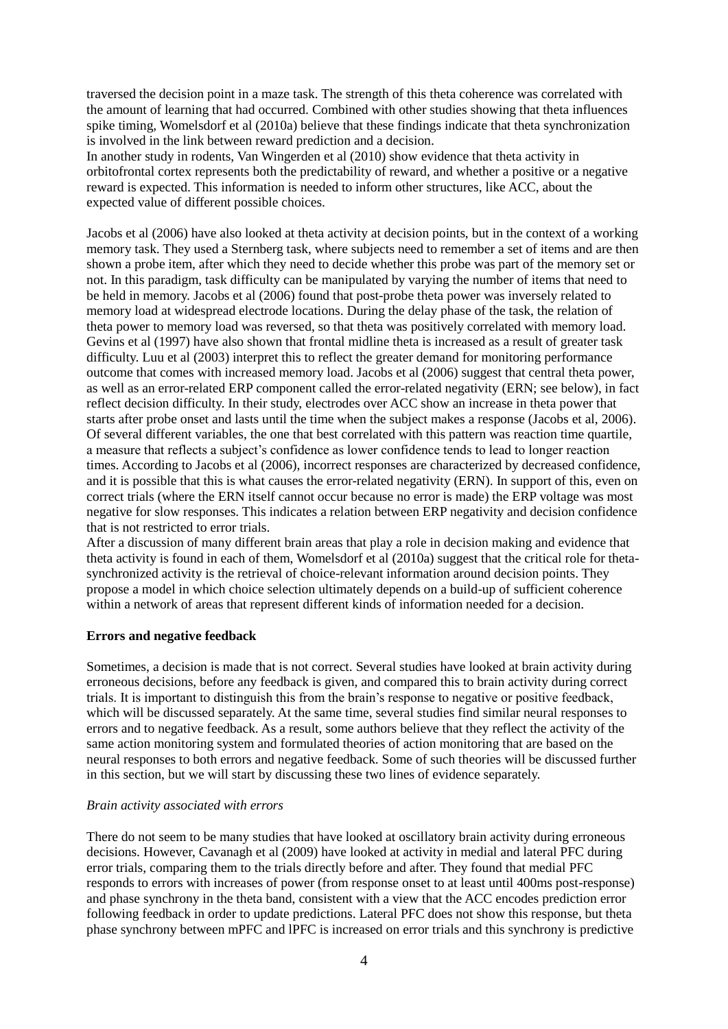traversed the decision point in a maze task. The strength of this theta coherence was correlated with the amount of learning that had occurred. Combined with other studies showing that theta influences spike timing, Womelsdorf et al (2010a) believe that these findings indicate that theta synchronization is involved in the link between reward prediction and a decision.
In another study in rodents, Van Wingerden et al (2010) show evidence that theta activity in orbitofrontal cortex represents both the predictability of reward, and whether a positive or a negative reward is expected. This information is needed to inform other structures, like ACC, about the expected value of different possible choices.

Jacobs et al (2006) have also looked at theta activity at decision points, but in the context of a working memory task. They used a Sternberg task, where subjects need to remember a set of items and are then shown a probe item, after which they need to decide whether this probe was part of the memory set or not. In this paradigm, task difficulty can be manipulated by varying the number of items that need to be held in memory. Jacobs et al (2006) found that post-probe theta power was inversely related to memory load at widespread electrode locations. During the delay phase of the task, the relation of theta power to memory load was reversed, so that theta was positively correlated with memory load. Gevins et al (1997) have also shown that frontal midline theta is increased as a result of greater task difficulty. Luu et al (2003) interpret this to reflect the greater demand for monitoring performance outcome that comes with increased memory load. Jacobs et al (2006) suggest that central theta power, as well as an error-related ERP component called the error-related negativity (ERN; see below), in fact reflect decision difficulty. In their study, electrodes over ACC show an increase in theta power that starts after probe onset and lasts until the time when the subject makes a response (Jacobs et al, 2006). Of several different variables, the one that best correlated with this pattern was reaction time quartile, a measure that reflects a subject's confidence as lower confidence tends to lead to longer reaction times. According to Jacobs et al (2006), incorrect responses are characterized by decreased confidence, and it is possible that this is what causes the error-related negativity (ERN). In support of this, even on correct trials (where the ERN itself cannot occur because no error is made) the ERP voltage was most negative for slow responses. This indicates a relation between ERP negativity and decision confidence that is not restricted to error trials.
After a discussion of many different brain areas that play a role in decision making and evidence that theta activity is found in each of them, Womelsdorf et al (2010a) suggest that the critical role for theta-synchronized activity is the retrieval of choice-relevant information around decision points. They propose a model in which choice selection ultimately depends on a build-up of sufficient coherence within a network of areas that represent different kinds of information needed for a decision.

**Errors and negative feedback**

Sometimes, a decision is made that is not correct. Several studies have looked at brain activity during erroneous decisions, before any feedback is given, and compared this to brain activity during correct trials. It is important to distinguish this from the brain's response to negative or positive feedback, which will be discussed separately. At the same time, several studies find similar neural responses to errors and to negative feedback. As a result, some authors believe that they reflect the activity of the same action monitoring system and formulated theories of action monitoring that are based on the neural responses to both errors and negative feedback. Some of such theories will be discussed further in this section, but we will start by discussing these two lines of evidence separately.

*Brain activity associated with errors*

There do not seem to be many studies that have looked at oscillatory brain activity during erroneous decisions. However, Cavanagh et al (2009) have looked at activity in medial and lateral PFC during error trials, comparing them to the trials directly before and after. They found that medial PFC responds to errors with increases of power (from response onset to at least until 400ms post-response) and phase synchrony in the theta band, consistent with a view that the ACC encodes prediction error following feedback in order to update predictions. Lateral PFC does not show this response, but theta phase synchrony between mPFC and lPFC is increased on error trials and this synchrony is predictive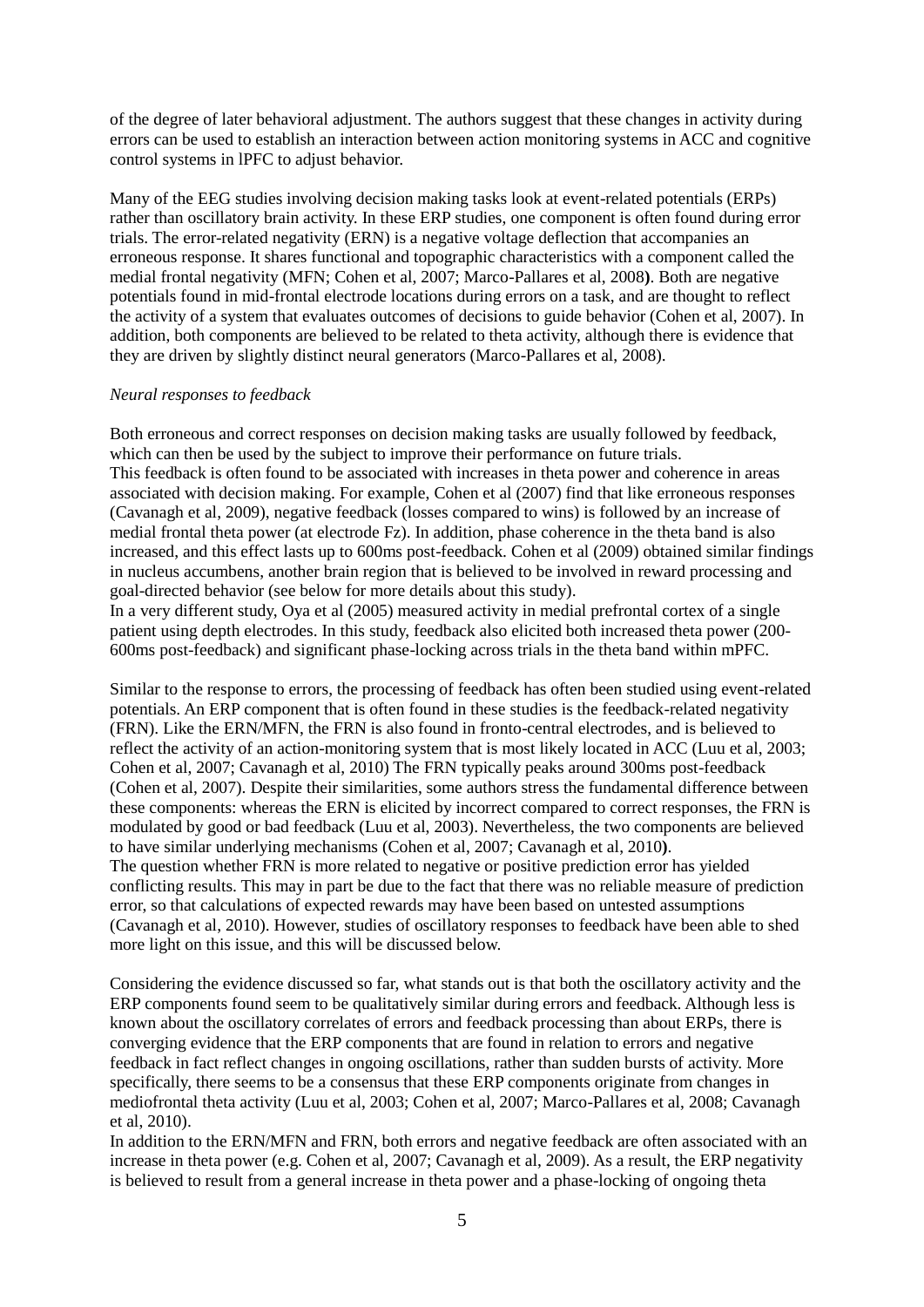of the degree of later behavioral adjustment. The authors suggest that these changes in activity during errors can be used to establish an interaction between action monitoring systems in ACC and cognitive control systems in lPFC to adjust behavior.

Many of the EEG studies involving decision making tasks look at event-related potentials (ERPs) rather than oscillatory brain activity. In these ERP studies, one component is often found during error trials. The error-related negativity (ERN) is a negative voltage deflection that accompanies an erroneous response. It shares functional and topographic characteristics with a component called the medial frontal negativity (MFN; Cohen et al, 2007; Marco-Pallares et al, 2008**)**. Both are negative potentials found in mid-frontal electrode locations during errors on a task, and are thought to reflect the activity of a system that evaluates outcomes of decisions to guide behavior (Cohen et al, 2007). In addition, both components are believed to be related to theta activity, although there is evidence that they are driven by slightly distinct neural generators (Marco-Pallares et al, 2008).

*Neural responses to feedback*

Both erroneous and correct responses on decision making tasks are usually followed by feedback, which can then be used by the subject to improve their performance on future trials.
This feedback is often found to be associated with increases in theta power and coherence in areas associated with decision making. For example, Cohen et al (2007) find that like erroneous responses (Cavanagh et al, 2009), negative feedback (losses compared to wins) is followed by an increase of medial frontal theta power (at electrode Fz). In addition, phase coherence in the theta band is also increased, and this effect lasts up to 600ms post-feedback. Cohen et al (2009) obtained similar findings in nucleus accumbens, another brain region that is believed to be involved in reward processing and goal-directed behavior (see below for more details about this study).
In a very different study, Oya et al (2005) measured activity in medial prefrontal cortex of a single patient using depth electrodes. In this study, feedback also elicited both increased theta power (200-600ms post-feedback) and significant phase-locking across trials in the theta band within mPFC.

Similar to the response to errors, the processing of feedback has often been studied using event-related potentials. An ERP component that is often found in these studies is the feedback-related negativity (FRN). Like the ERN/MFN, the FRN is also found in fronto-central electrodes, and is believed to reflect the activity of an action-monitoring system that is most likely located in ACC (Luu et al, 2003; Cohen et al, 2007; Cavanagh et al, 2010) The FRN typically peaks around 300ms post-feedback (Cohen et al, 2007). Despite their similarities, some authors stress the fundamental difference between these components: whereas the ERN is elicited by incorrect compared to correct responses, the FRN is modulated by good or bad feedback (Luu et al, 2003). Nevertheless, the two components are believed to have similar underlying mechanisms (Cohen et al, 2007; Cavanagh et al, 2010**)**.
The question whether FRN is more related to negative or positive prediction error has yielded conflicting results. This may in part be due to the fact that there was no reliable measure of prediction error, so that calculations of expected rewards may have been based on untested assumptions (Cavanagh et al, 2010). However, studies of oscillatory responses to feedback have been able to shed more light on this issue, and this will be discussed below.

Considering the evidence discussed so far, what stands out is that both the oscillatory activity and the ERP components found seem to be qualitatively similar during errors and feedback. Although less is known about the oscillatory correlates of errors and feedback processing than about ERPs, there is converging evidence that the ERP components that are found in relation to errors and negative feedback in fact reflect changes in ongoing oscillations, rather than sudden bursts of activity. More specifically, there seems to be a consensus that these ERP components originate from changes in mediofrontal theta activity (Luu et al, 2003; Cohen et al, 2007; Marco-Pallares et al, 2008; Cavanagh et al, 2010).
In addition to the ERN/MFN and FRN, both errors and negative feedback are often associated with an increase in theta power (e.g. Cohen et al, 2007; Cavanagh et al, 2009). As a result, the ERP negativity is believed to result from a general increase in theta power and a phase-locking of ongoing theta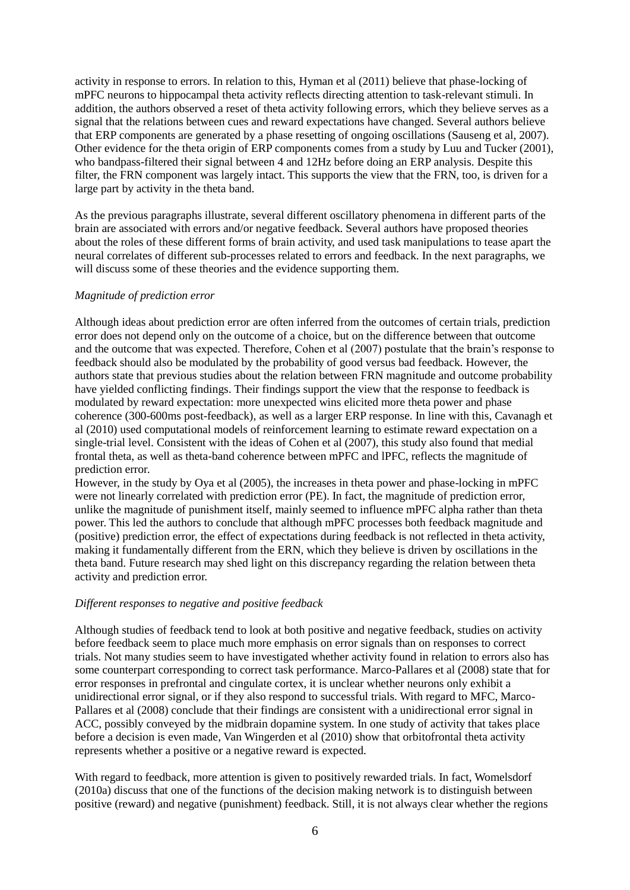activity in response to errors. In relation to this, Hyman et al (2011) believe that phase-locking of mPFC neurons to hippocampal theta activity reflects directing attention to task-relevant stimuli. In addition, the authors observed a reset of theta activity following errors, which they believe serves as a signal that the relations between cues and reward expectations have changed. Several authors believe that ERP components are generated by a phase resetting of ongoing oscillations (Sauseng et al, 2007). Other evidence for the theta origin of ERP components comes from a study by Luu and Tucker (2001), who bandpass-filtered their signal between 4 and 12Hz before doing an ERP analysis. Despite this filter, the FRN component was largely intact. This supports the view that the FRN, too, is driven for a large part by activity in the theta band.

As the previous paragraphs illustrate, several different oscillatory phenomena in different parts of the brain are associated with errors and/or negative feedback. Several authors have proposed theories about the roles of these different forms of brain activity, and used task manipulations to tease apart the neural correlates of different sub-processes related to errors and feedback. In the next paragraphs, we will discuss some of these theories and the evidence supporting them.

*Magnitude of prediction error*

Although ideas about prediction error are often inferred from the outcomes of certain trials, prediction error does not depend only on the outcome of a choice, but on the difference between that outcome and the outcome that was expected. Therefore, Cohen et al (2007) postulate that the brain's response to feedback should also be modulated by the probability of good versus bad feedback. However, the authors state that previous studies about the relation between FRN magnitude and outcome probability have yielded conflicting findings. Their findings support the view that the response to feedback is modulated by reward expectation: more unexpected wins elicited more theta power and phase coherence (300-600ms post-feedback), as well as a larger ERP response. In line with this, Cavanagh et al (2010) used computational models of reinforcement learning to estimate reward expectation on a single-trial level. Consistent with the ideas of Cohen et al (2007), this study also found that medial frontal theta, as well as theta-band coherence between mPFC and lPFC, reflects the magnitude of prediction error.
However, in the study by Oya et al (2005), the increases in theta power and phase-locking in mPFC were not linearly correlated with prediction error (PE). In fact, the magnitude of prediction error, unlike the magnitude of punishment itself, mainly seemed to influence mPFC alpha rather than theta power. This led the authors to conclude that although mPFC processes both feedback magnitude and (positive) prediction error, the effect of expectations during feedback is not reflected in theta activity, making it fundamentally different from the ERN, which they believe is driven by oscillations in the theta band. Future research may shed light on this discrepancy regarding the relation between theta activity and prediction error.

*Different responses to negative and positive feedback*

Although studies of feedback tend to look at both positive and negative feedback, studies on activity before feedback seem to place much more emphasis on error signals than on responses to correct trials. Not many studies seem to have investigated whether activity found in relation to errors also has some counterpart corresponding to correct task performance. Marco-Pallares et al (2008) state that for error responses in prefrontal and cingulate cortex, it is unclear whether neurons only exhibit a unidirectional error signal, or if they also respond to successful trials. With regard to MFC, Marco-Pallares et al (2008) conclude that their findings are consistent with a unidirectional error signal in ACC, possibly conveyed by the midbrain dopamine system. In one study of activity that takes place before a decision is even made, Van Wingerden et al (2010) show that orbitofrontal theta activity represents whether a positive or a negative reward is expected.

With regard to feedback, more attention is given to positively rewarded trials. In fact, Womelsdorf (2010a) discuss that one of the functions of the decision making network is to distinguish between positive (reward) and negative (punishment) feedback. Still, it is not always clear whether the regions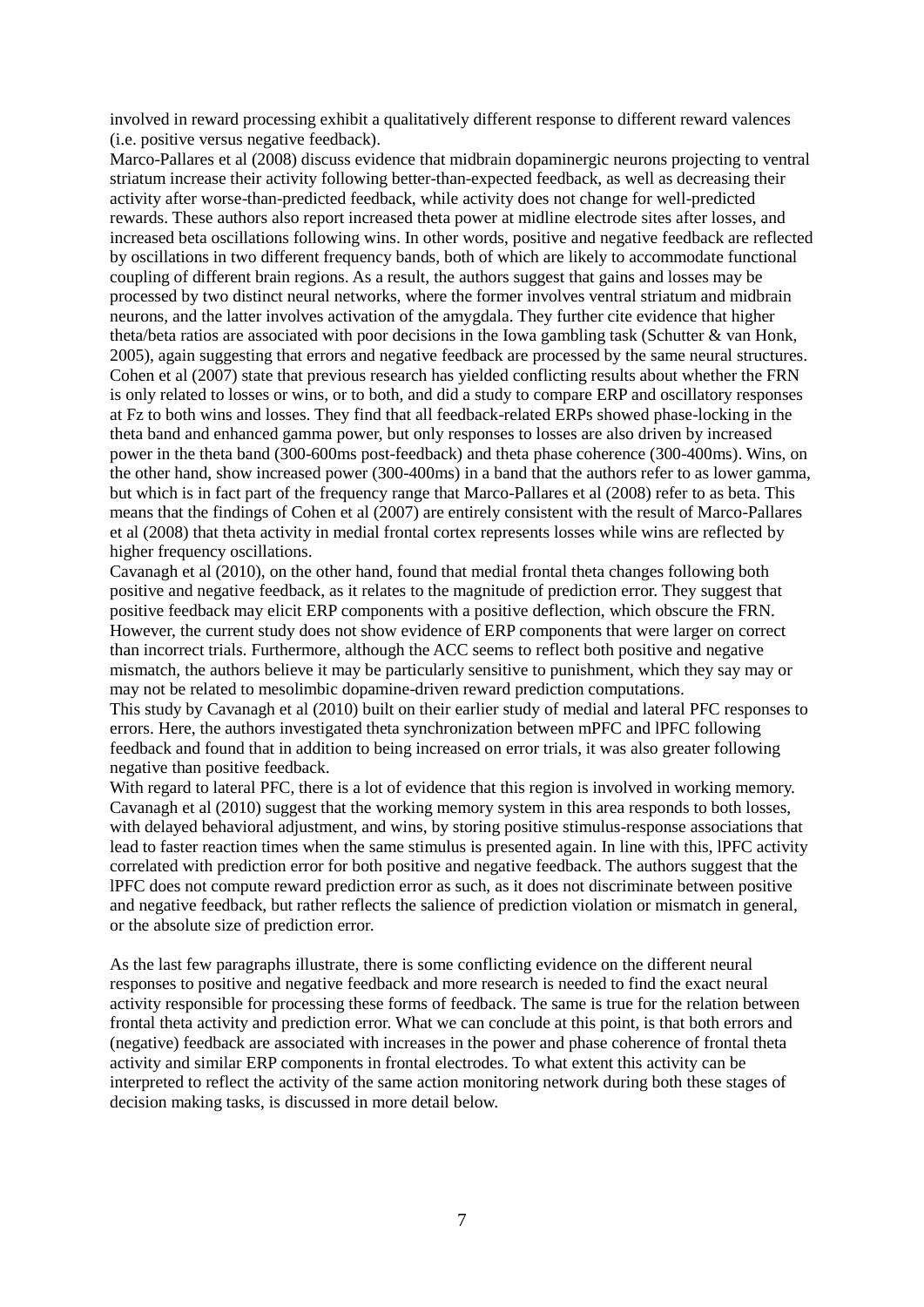involved in reward processing exhibit a qualitatively different response to different reward valences (i.e. positive versus negative feedback).

Marco-Pallares et al (2008) discuss evidence that midbrain dopaminergic neurons projecting to ventral striatum increase their activity following better-than-expected feedback, as well as decreasing their activity after worse-than-predicted feedback, while activity does not change for well-predicted rewards. These authors also report increased theta power at midline electrode sites after losses, and increased beta oscillations following wins. In other words, positive and negative feedback are reflected by oscillations in two different frequency bands, both of which are likely to accommodate functional coupling of different brain regions. As a result, the authors suggest that gains and losses may be processed by two distinct neural networks, where the former involves ventral striatum and midbrain neurons, and the latter involves activation of the amygdala. They further cite evidence that higher theta/beta ratios are associated with poor decisions in the Iowa gambling task (Schutter & van Honk, 2005), again suggesting that errors and negative feedback are processed by the same neural structures.

Cohen et al (2007) state that previous research has yielded conflicting results about whether the FRN is only related to losses or wins, or to both, and did a study to compare ERP and oscillatory responses at Fz to both wins and losses. They find that all feedback-related ERPs showed phase-locking in the theta band and enhanced gamma power, but only responses to losses are also driven by increased power in the theta band (300-600ms post-feedback) and theta phase coherence (300-400ms). Wins, on the other hand, show increased power (300-400ms) in a band that the authors refer to as lower gamma, but which is in fact part of the frequency range that Marco-Pallares et al (2008) refer to as beta. This means that the findings of Cohen et al (2007) are entirely consistent with the result of Marco-Pallares et al (2008) that theta activity in medial frontal cortex represents losses while wins are reflected by higher frequency oscillations.

Cavanagh et al (2010), on the other hand, found that medial frontal theta changes following both positive and negative feedback, as it relates to the magnitude of prediction error. They suggest that positive feedback may elicit ERP components with a positive deflection, which obscure the FRN. However, the current study does not show evidence of ERP components that were larger on correct than incorrect trials. Furthermore, although the ACC seems to reflect both positive and negative mismatch, the authors believe it may be particularly sensitive to punishment, which they say may or may not be related to mesolimbic dopamine-driven reward prediction computations.

This study by Cavanagh et al (2010) built on their earlier study of medial and lateral PFC responses to errors. Here, the authors investigated theta synchronization between mPFC and lPFC following feedback and found that in addition to being increased on error trials, it was also greater following negative than positive feedback.

With regard to lateral PFC, there is a lot of evidence that this region is involved in working memory. Cavanagh et al (2010) suggest that the working memory system in this area responds to both losses, with delayed behavioral adjustment, and wins, by storing positive stimulus-response associations that lead to faster reaction times when the same stimulus is presented again. In line with this, lPFC activity correlated with prediction error for both positive and negative feedback. The authors suggest that the lPFC does not compute reward prediction error as such, as it does not discriminate between positive and negative feedback, but rather reflects the salience of prediction violation or mismatch in general, or the absolute size of prediction error.

As the last few paragraphs illustrate, there is some conflicting evidence on the different neural responses to positive and negative feedback and more research is needed to find the exact neural activity responsible for processing these forms of feedback. The same is true for the relation between frontal theta activity and prediction error. What we can conclude at this point, is that both errors and (negative) feedback are associated with increases in the power and phase coherence of frontal theta activity and similar ERP components in frontal electrodes. To what extent this activity can be interpreted to reflect the activity of the same action monitoring network during both these stages of decision making tasks, is discussed in more detail below.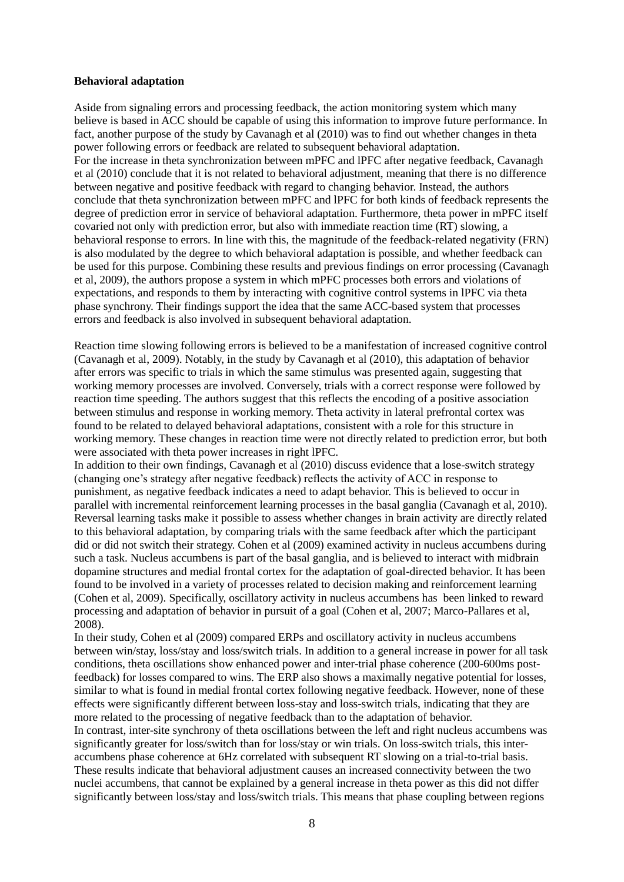**Behavioral adaptation**

Aside from signaling errors and processing feedback, the action monitoring system which many believe is based in ACC should be capable of using this information to improve future performance. In fact, another purpose of the study by Cavanagh et al (2010) was to find out whether changes in theta power following errors or feedback are related to subsequent behavioral adaptation.
For the increase in theta synchronization between mPFC and lPFC after negative feedback, Cavanagh et al (2010) conclude that it is not related to behavioral adjustment, meaning that there is no difference between negative and positive feedback with regard to changing behavior. Instead, the authors conclude that theta synchronization between mPFC and lPFC for both kinds of feedback represents the degree of prediction error in service of behavioral adaptation. Furthermore, theta power in mPFC itself covaried not only with prediction error, but also with immediate reaction time (RT) slowing, a behavioral response to errors. In line with this, the magnitude of the feedback-related negativity (FRN) is also modulated by the degree to which behavioral adaptation is possible, and whether feedback can be used for this purpose. Combining these results and previous findings on error processing (Cavanagh et al, 2009), the authors propose a system in which mPFC processes both errors and violations of expectations, and responds to them by interacting with cognitive control systems in lPFC via theta phase synchrony. Their findings support the idea that the same ACC-based system that processes errors and feedback is also involved in subsequent behavioral adaptation.

Reaction time slowing following errors is believed to be a manifestation of increased cognitive control (Cavanagh et al, 2009). Notably, in the study by Cavanagh et al (2010), this adaptation of behavior after errors was specific to trials in which the same stimulus was presented again, suggesting that working memory processes are involved. Conversely, trials with a correct response were followed by reaction time speeding. The authors suggest that this reflects the encoding of a positive association between stimulus and response in working memory. Theta activity in lateral prefrontal cortex was found to be related to delayed behavioral adaptations, consistent with a role for this structure in working memory. These changes in reaction time were not directly related to prediction error, but both were associated with theta power increases in right lPFC.
In addition to their own findings, Cavanagh et al (2010) discuss evidence that a lose-switch strategy (changing one's strategy after negative feedback) reflects the activity of ACC in response to punishment, as negative feedback indicates a need to adapt behavior. This is believed to occur in parallel with incremental reinforcement learning processes in the basal ganglia (Cavanagh et al, 2010). Reversal learning tasks make it possible to assess whether changes in brain activity are directly related to this behavioral adaptation, by comparing trials with the same feedback after which the participant did or did not switch their strategy. Cohen et al (2009) examined activity in nucleus accumbens during such a task. Nucleus accumbens is part of the basal ganglia, and is believed to interact with midbrain dopamine structures and medial frontal cortex for the adaptation of goal-directed behavior. It has been found to be involved in a variety of processes related to decision making and reinforcement learning (Cohen et al, 2009). Specifically, oscillatory activity in nucleus accumbens has been linked to reward processing and adaptation of behavior in pursuit of a goal (Cohen et al, 2007; Marco-Pallares et al, 2008).
In their study, Cohen et al (2009) compared ERPs and oscillatory activity in nucleus accumbens between win/stay, loss/stay and loss/switch trials. In addition to a general increase in power for all task conditions, theta oscillations show enhanced power and inter-trial phase coherence (200-600ms post-feedback) for losses compared to wins. The ERP also shows a maximally negative potential for losses, similar to what is found in medial frontal cortex following negative feedback. However, none of these effects were significantly different between loss-stay and loss-switch trials, indicating that they are more related to the processing of negative feedback than to the adaptation of behavior.
In contrast, inter-site synchrony of theta oscillations between the left and right nucleus accumbens was significantly greater for loss/switch than for loss/stay or win trials. On loss-switch trials, this inter-accumbens phase coherence at 6Hz correlated with subsequent RT slowing on a trial-to-trial basis. These results indicate that behavioral adjustment causes an increased connectivity between the two nuclei accumbens, that cannot be explained by a general increase in theta power as this did not differ significantly between loss/stay and loss/switch trials. This means that phase coupling between regions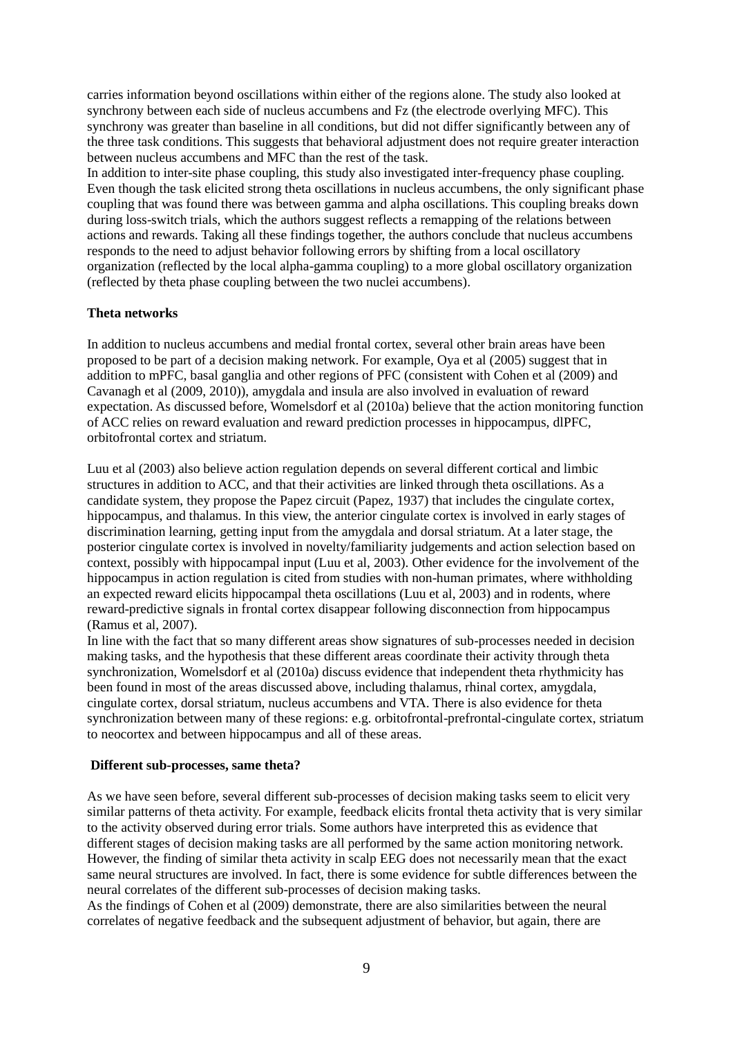carries information beyond oscillations within either of the regions alone. The study also looked at synchrony between each side of nucleus accumbens and Fz (the electrode overlying MFC). This synchrony was greater than baseline in all conditions, but did not differ significantly between any of the three task conditions. This suggests that behavioral adjustment does not require greater interaction between nucleus accumbens and MFC than the rest of the task.

In addition to inter-site phase coupling, this study also investigated inter-frequency phase coupling. Even though the task elicited strong theta oscillations in nucleus accumbens, the only significant phase coupling that was found there was between gamma and alpha oscillations. This coupling breaks down during loss-switch trials, which the authors suggest reflects a remapping of the relations between actions and rewards. Taking all these findings together, the authors conclude that nucleus accumbens responds to the need to adjust behavior following errors by shifting from a local oscillatory organization (reflected by the local alpha-gamma coupling) to a more global oscillatory organization (reflected by theta phase coupling between the two nuclei accumbens).

**Theta networks**

In addition to nucleus accumbens and medial frontal cortex, several other brain areas have been proposed to be part of a decision making network. For example, Oya et al (2005) suggest that in addition to mPFC, basal ganglia and other regions of PFC (consistent with Cohen et al (2009) and Cavanagh et al (2009, 2010)), amygdala and insula are also involved in evaluation of reward expectation. As discussed before, Womelsdorf et al (2010a) believe that the action monitoring function of ACC relies on reward evaluation and reward prediction processes in hippocampus, dlPFC, orbitofrontal cortex and striatum.

Luu et al (2003) also believe action regulation depends on several different cortical and limbic structures in addition to ACC, and that their activities are linked through theta oscillations. As a candidate system, they propose the Papez circuit (Papez, 1937) that includes the cingulate cortex, hippocampus, and thalamus. In this view, the anterior cingulate cortex is involved in early stages of discrimination learning, getting input from the amygdala and dorsal striatum. At a later stage, the posterior cingulate cortex is involved in novelty/familiarity judgements and action selection based on context, possibly with hippocampal input (Luu et al, 2003). Other evidence for the involvement of the hippocampus in action regulation is cited from studies with non-human primates, where withholding an expected reward elicits hippocampal theta oscillations (Luu et al, 2003) and in rodents, where reward-predictive signals in frontal cortex disappear following disconnection from hippocampus (Ramus et al, 2007).

In line with the fact that so many different areas show signatures of sub-processes needed in decision making tasks, and the hypothesis that these different areas coordinate their activity through theta synchronization, Womelsdorf et al (2010a) discuss evidence that independent theta rhythmicity has been found in most of the areas discussed above, including thalamus, rhinal cortex, amygdala, cingulate cortex, dorsal striatum, nucleus accumbens and VTA. There is also evidence for theta synchronization between many of these regions: e.g. orbitofrontal-prefrontal-cingulate cortex, striatum to neocortex and between hippocampus and all of these areas.

**Different sub-processes, same theta?**

As we have seen before, several different sub-processes of decision making tasks seem to elicit very similar patterns of theta activity. For example, feedback elicits frontal theta activity that is very similar to the activity observed during error trials. Some authors have interpreted this as evidence that different stages of decision making tasks are all performed by the same action monitoring network. However, the finding of similar theta activity in scalp EEG does not necessarily mean that the exact same neural structures are involved. In fact, there is some evidence for subtle differences between the neural correlates of the different sub-processes of decision making tasks.

As the findings of Cohen et al (2009) demonstrate, there are also similarities between the neural correlates of negative feedback and the subsequent adjustment of behavior, but again, there are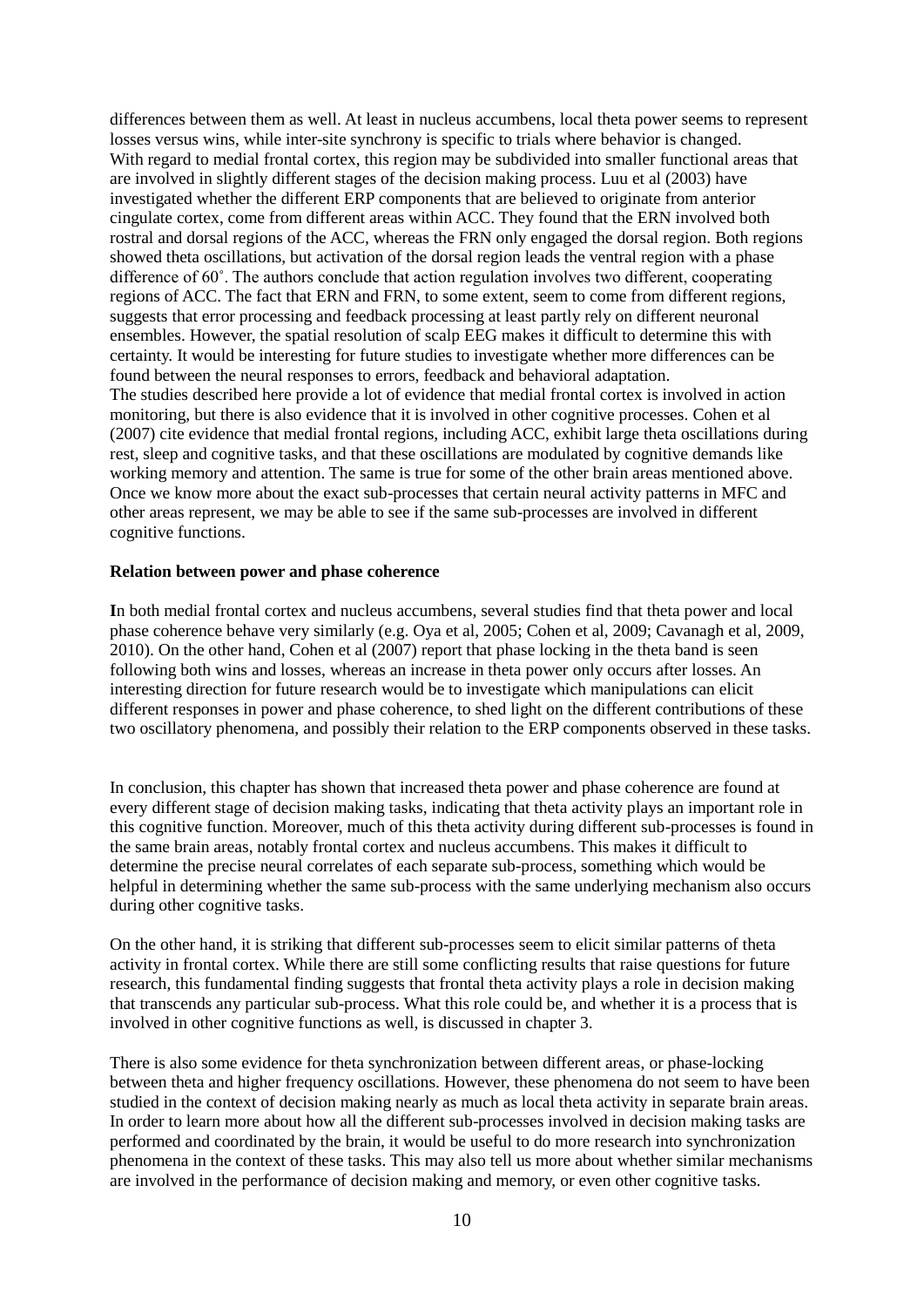differences between them as well. At least in nucleus accumbens, local theta power seems to represent losses versus wins, while inter-site synchrony is specific to trials where behavior is changed.
With regard to medial frontal cortex, this region may be subdivided into smaller functional areas that are involved in slightly different stages of the decision making process. Luu et al (2003) have investigated whether the different ERP components that are believed to originate from anterior cingulate cortex, come from different areas within ACC. They found that the ERN involved both rostral and dorsal regions of the ACC, whereas the FRN only engaged the dorsal region. Both regions showed theta oscillations, but activation of the dorsal region leads the ventral region with a phase difference of 60˚. The authors conclude that action regulation involves two different, cooperating regions of ACC. The fact that ERN and FRN, to some extent, seem to come from different regions, suggests that error processing and feedback processing at least partly rely on different neuronal ensembles. However, the spatial resolution of scalp EEG makes it difficult to determine this with certainty. It would be interesting for future studies to investigate whether more differences can be found between the neural responses to errors, feedback and behavioral adaptation.
The studies described here provide a lot of evidence that medial frontal cortex is involved in action monitoring, but there is also evidence that it is involved in other cognitive processes. Cohen et al (2007) cite evidence that medial frontal regions, including ACC, exhibit large theta oscillations during rest, sleep and cognitive tasks, and that these oscillations are modulated by cognitive demands like working memory and attention. The same is true for some of the other brain areas mentioned above. Once we know more about the exact sub-processes that certain neural activity patterns in MFC and other areas represent, we may be able to see if the same sub-processes are involved in different cognitive functions.

**Relation between power and phase coherence**

**I**n both medial frontal cortex and nucleus accumbens, several studies find that theta power and local phase coherence behave very similarly (e.g. Oya et al, 2005; Cohen et al, 2009; Cavanagh et al, 2009, 2010). On the other hand, Cohen et al (2007) report that phase locking in the theta band is seen following both wins and losses, whereas an increase in theta power only occurs after losses. An interesting direction for future research would be to investigate which manipulations can elicit different responses in power and phase coherence, to shed light on the different contributions of these two oscillatory phenomena, and possibly their relation to the ERP components observed in these tasks.

In conclusion, this chapter has shown that increased theta power and phase coherence are found at every different stage of decision making tasks, indicating that theta activity plays an important role in this cognitive function. Moreover, much of this theta activity during different sub-processes is found in the same brain areas, notably frontal cortex and nucleus accumbens. This makes it difficult to determine the precise neural correlates of each separate sub-process, something which would be helpful in determining whether the same sub-process with the same underlying mechanism also occurs during other cognitive tasks.

On the other hand, it is striking that different sub-processes seem to elicit similar patterns of theta activity in frontal cortex. While there are still some conflicting results that raise questions for future research, this fundamental finding suggests that frontal theta activity plays a role in decision making that transcends any particular sub-process. What this role could be, and whether it is a process that is involved in other cognitive functions as well, is discussed in chapter 3.

There is also some evidence for theta synchronization between different areas, or phase-locking between theta and higher frequency oscillations. However, these phenomena do not seem to have been studied in the context of decision making nearly as much as local theta activity in separate brain areas. In order to learn more about how all the different sub-processes involved in decision making tasks are performed and coordinated by the brain, it would be useful to do more research into synchronization phenomena in the context of these tasks. This may also tell us more about whether similar mechanisms are involved in the performance of decision making and memory, or even other cognitive tasks.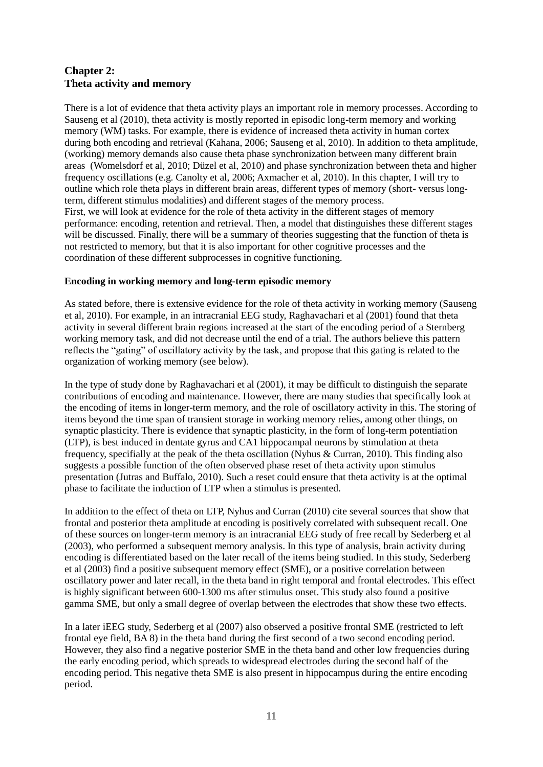## Chapter 2: Theta activity and memory

There is a lot of evidence that theta activity plays an important role in memory processes. According to Sauseng et al (2010), theta activity is mostly reported in episodic long-term memory and working memory (WM) tasks. For example, there is evidence of increased theta activity in human cortex during both encoding and retrieval (Kahana, 2006; Sauseng et al, 2010). In addition to theta amplitude, (working) memory demands also cause theta phase synchronization between many different brain areas (Womelsdorf et al, 2010; Düzel et al, 2010) and phase synchronization between theta and higher frequency oscillations (e.g. Canolty et al, 2006; Axmacher et al, 2010). In this chapter, I will try to outline which role theta plays in different brain areas, different types of memory (short- versus long-term, different stimulus modalities) and different stages of the memory process.
First, we will look at evidence for the role of theta activity in the different stages of memory performance: encoding, retention and retrieval. Then, a model that distinguishes these different stages will be discussed. Finally, there will be a summary of theories suggesting that the function of theta is not restricted to memory, but that it is also important for other cognitive processes and the coordination of these different subprocesses in cognitive functioning.

**Encoding in working memory and long-term episodic memory**

As stated before, there is extensive evidence for the role of theta activity in working memory (Sauseng et al, 2010). For example, in an intracranial EEG study, Raghavachari et al (2001) found that theta activity in several different brain regions increased at the start of the encoding period of a Sternberg working memory task, and did not decrease until the end of a trial. The authors believe this pattern reflects the "gating" of oscillatory activity by the task, and propose that this gating is related to the organization of working memory (see below).

In the type of study done by Raghavachari et al (2001), it may be difficult to distinguish the separate contributions of encoding and maintenance. However, there are many studies that specifically look at the encoding of items in longer-term memory, and the role of oscillatory activity in this. The storing of items beyond the time span of transient storage in working memory relies, among other things, on synaptic plasticity. There is evidence that synaptic plasticity, in the form of long-term potentiation (LTP), is best induced in dentate gyrus and CA1 hippocampal neurons by stimulation at theta frequency, specifially at the peak of the theta oscillation (Nyhus & Curran, 2010). This finding also suggests a possible function of the often observed phase reset of theta activity upon stimulus presentation (Jutras and Buffalo, 2010). Such a reset could ensure that theta activity is at the optimal phase to facilitate the induction of LTP when a stimulus is presented.

In addition to the effect of theta on LTP, Nyhus and Curran (2010) cite several sources that show that frontal and posterior theta amplitude at encoding is positively correlated with subsequent recall. One of these sources on longer-term memory is an intracranial EEG study of free recall by Sederberg et al (2003), who performed a subsequent memory analysis. In this type of analysis, brain activity during encoding is differentiated based on the later recall of the items being studied. In this study, Sederberg et al (2003) find a positive subsequent memory effect (SME), or a positive correlation between oscillatory power and later recall, in the theta band in right temporal and frontal electrodes. This effect is highly significant between 600-1300 ms after stimulus onset. This study also found a positive gamma SME, but only a small degree of overlap between the electrodes that show these two effects.

In a later iEEG study, Sederberg et al (2007) also observed a positive frontal SME (restricted to left frontal eye field, BA 8) in the theta band during the first second of a two second encoding period. However, they also find a negative posterior SME in the theta band and other low frequencies during the early encoding period, which spreads to widespread electrodes during the second half of the encoding period. This negative theta SME is also present in hippocampus during the entire encoding period.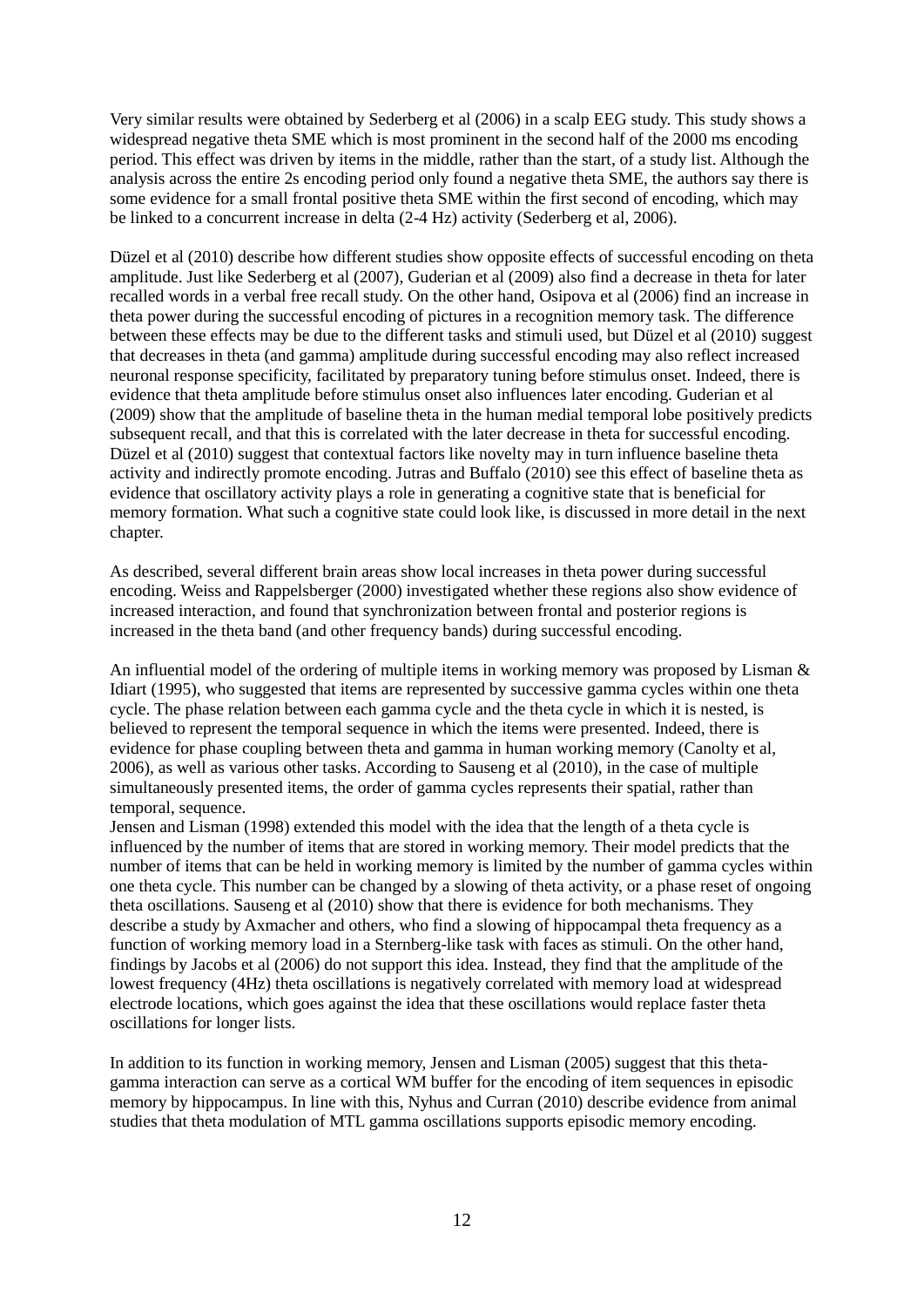Very similar results were obtained by Sederberg et al (2006) in a scalp EEG study. This study shows a widespread negative theta SME which is most prominent in the second half of the 2000 ms encoding period. This effect was driven by items in the middle, rather than the start, of a study list. Although the analysis across the entire 2s encoding period only found a negative theta SME, the authors say there is some evidence for a small frontal positive theta SME within the first second of encoding, which may be linked to a concurrent increase in delta (2-4 Hz) activity (Sederberg et al, 2006).

Düzel et al (2010) describe how different studies show opposite effects of successful encoding on theta amplitude. Just like Sederberg et al (2007), Guderian et al (2009) also find a decrease in theta for later recalled words in a verbal free recall study. On the other hand, Osipova et al (2006) find an increase in theta power during the successful encoding of pictures in a recognition memory task. The difference between these effects may be due to the different tasks and stimuli used, but Düzel et al (2010) suggest that decreases in theta (and gamma) amplitude during successful encoding may also reflect increased neuronal response specificity, facilitated by preparatory tuning before stimulus onset. Indeed, there is evidence that theta amplitude before stimulus onset also influences later encoding. Guderian et al (2009) show that the amplitude of baseline theta in the human medial temporal lobe positively predicts subsequent recall, and that this is correlated with the later decrease in theta for successful encoding. Düzel et al (2010) suggest that contextual factors like novelty may in turn influence baseline theta activity and indirectly promote encoding. Jutras and Buffalo (2010) see this effect of baseline theta as evidence that oscillatory activity plays a role in generating a cognitive state that is beneficial for memory formation. What such a cognitive state could look like, is discussed in more detail in the next chapter.

As described, several different brain areas show local increases in theta power during successful encoding. Weiss and Rappelsberger (2000) investigated whether these regions also show evidence of increased interaction, and found that synchronization between frontal and posterior regions is increased in the theta band (and other frequency bands) during successful encoding.

An influential model of the ordering of multiple items in working memory was proposed by Lisman & Idiart (1995), who suggested that items are represented by successive gamma cycles within one theta cycle. The phase relation between each gamma cycle and the theta cycle in which it is nested, is believed to represent the temporal sequence in which the items were presented. Indeed, there is evidence for phase coupling between theta and gamma in human working memory (Canolty et al, 2006), as well as various other tasks. According to Sauseng et al (2010), in the case of multiple simultaneously presented items, the order of gamma cycles represents their spatial, rather than temporal, sequence.
Jensen and Lisman (1998) extended this model with the idea that the length of a theta cycle is influenced by the number of items that are stored in working memory. Their model predicts that the number of items that can be held in working memory is limited by the number of gamma cycles within one theta cycle. This number can be changed by a slowing of theta activity, or a phase reset of ongoing theta oscillations. Sauseng et al (2010) show that there is evidence for both mechanisms. They describe a study by Axmacher and others, who find a slowing of hippocampal theta frequency as a function of working memory load in a Sternberg-like task with faces as stimuli. On the other hand, findings by Jacobs et al (2006) do not support this idea. Instead, they find that the amplitude of the lowest frequency (4Hz) theta oscillations is negatively correlated with memory load at widespread electrode locations, which goes against the idea that these oscillations would replace faster theta oscillations for longer lists.

In addition to its function in working memory, Jensen and Lisman (2005) suggest that this theta-gamma interaction can serve as a cortical WM buffer for the encoding of item sequences in episodic memory by hippocampus. In line with this, Nyhus and Curran (2010) describe evidence from animal studies that theta modulation of MTL gamma oscillations supports episodic memory encoding.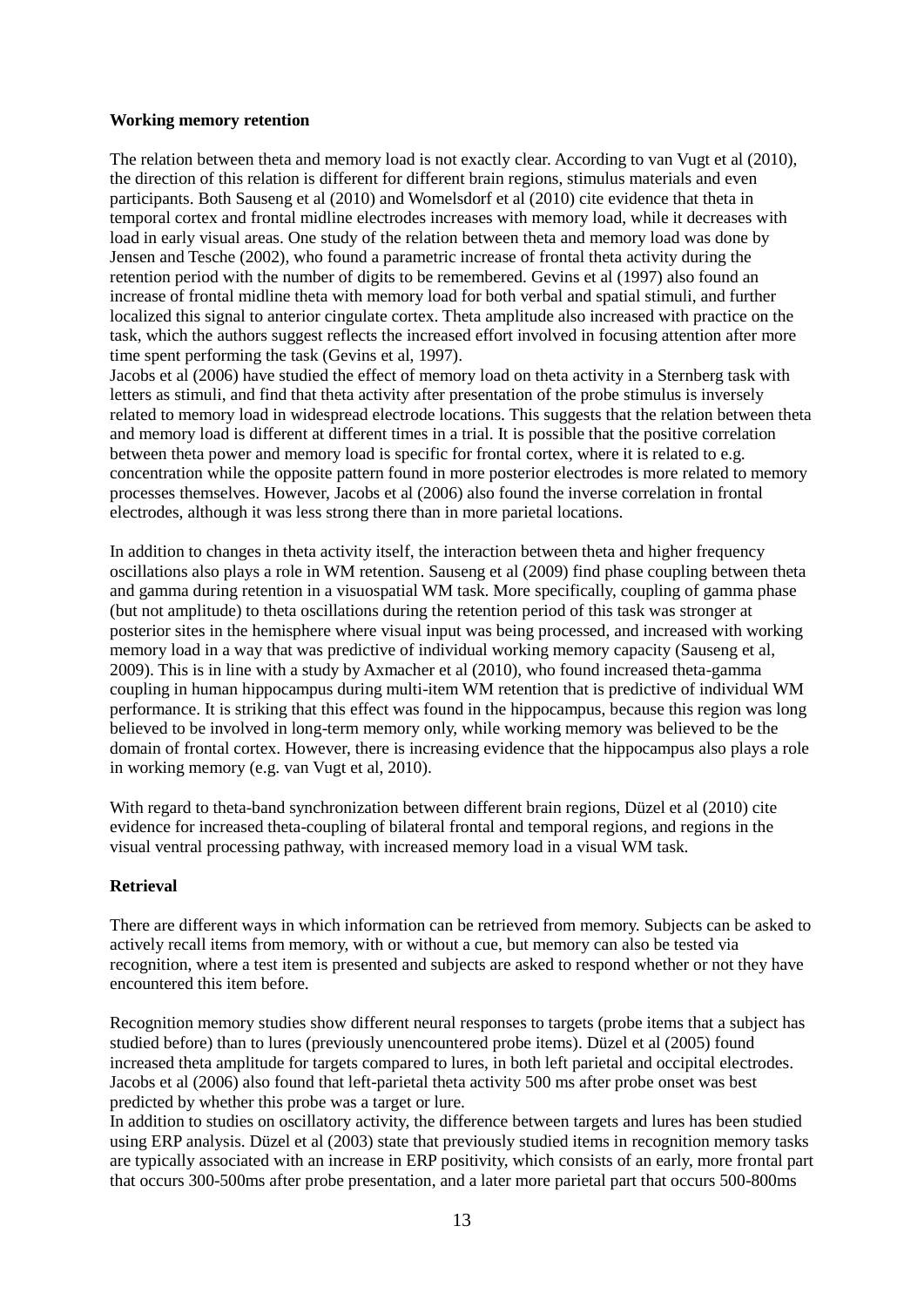**Working memory retention**

The relation between theta and memory load is not exactly clear. According to van Vugt et al (2010), the direction of this relation is different for different brain regions, stimulus materials and even participants. Both Sauseng et al (2010) and Womelsdorf et al (2010) cite evidence that theta in temporal cortex and frontal midline electrodes increases with memory load, while it decreases with load in early visual areas. One study of the relation between theta and memory load was done by Jensen and Tesche (2002), who found a parametric increase of frontal theta activity during the retention period with the number of digits to be remembered. Gevins et al (1997) also found an increase of frontal midline theta with memory load for both verbal and spatial stimuli, and further localized this signal to anterior cingulate cortex. Theta amplitude also increased with practice on the task, which the authors suggest reflects the increased effort involved in focusing attention after more time spent performing the task (Gevins et al, 1997).
Jacobs et al (2006) have studied the effect of memory load on theta activity in a Sternberg task with letters as stimuli, and find that theta activity after presentation of the probe stimulus is inversely related to memory load in widespread electrode locations. This suggests that the relation between theta and memory load is different at different times in a trial. It is possible that the positive correlation between theta power and memory load is specific for frontal cortex, where it is related to e.g. concentration while the opposite pattern found in more posterior electrodes is more related to memory processes themselves. However, Jacobs et al (2006) also found the inverse correlation in frontal electrodes, although it was less strong there than in more parietal locations.

In addition to changes in theta activity itself, the interaction between theta and higher frequency oscillations also plays a role in WM retention. Sauseng et al (2009) find phase coupling between theta and gamma during retention in a visuospatial WM task. More specifically, coupling of gamma phase (but not amplitude) to theta oscillations during the retention period of this task was stronger at posterior sites in the hemisphere where visual input was being processed, and increased with working memory load in a way that was predictive of individual working memory capacity (Sauseng et al, 2009). This is in line with a study by Axmacher et al (2010), who found increased theta-gamma coupling in human hippocampus during multi-item WM retention that is predictive of individual WM performance. It is striking that this effect was found in the hippocampus, because this region was long believed to be involved in long-term memory only, while working memory was believed to be the domain of frontal cortex. However, there is increasing evidence that the hippocampus also plays a role in working memory (e.g. van Vugt et al, 2010).

With regard to theta-band synchronization between different brain regions, Düzel et al (2010) cite evidence for increased theta-coupling of bilateral frontal and temporal regions, and regions in the visual ventral processing pathway, with increased memory load in a visual WM task.

**Retrieval**

There are different ways in which information can be retrieved from memory. Subjects can be asked to actively recall items from memory, with or without a cue, but memory can also be tested via recognition, where a test item is presented and subjects are asked to respond whether or not they have encountered this item before.

Recognition memory studies show different neural responses to targets (probe items that a subject has studied before) than to lures (previously unencountered probe items). Düzel et al (2005) found increased theta amplitude for targets compared to lures, in both left parietal and occipital electrodes. Jacobs et al (2006) also found that left-parietal theta activity 500 ms after probe onset was best predicted by whether this probe was a target or lure.
In addition to studies on oscillatory activity, the difference between targets and lures has been studied using ERP analysis. Düzel et al (2003) state that previously studied items in recognition memory tasks are typically associated with an increase in ERP positivity, which consists of an early, more frontal part that occurs 300-500ms after probe presentation, and a later more parietal part that occurs 500-800ms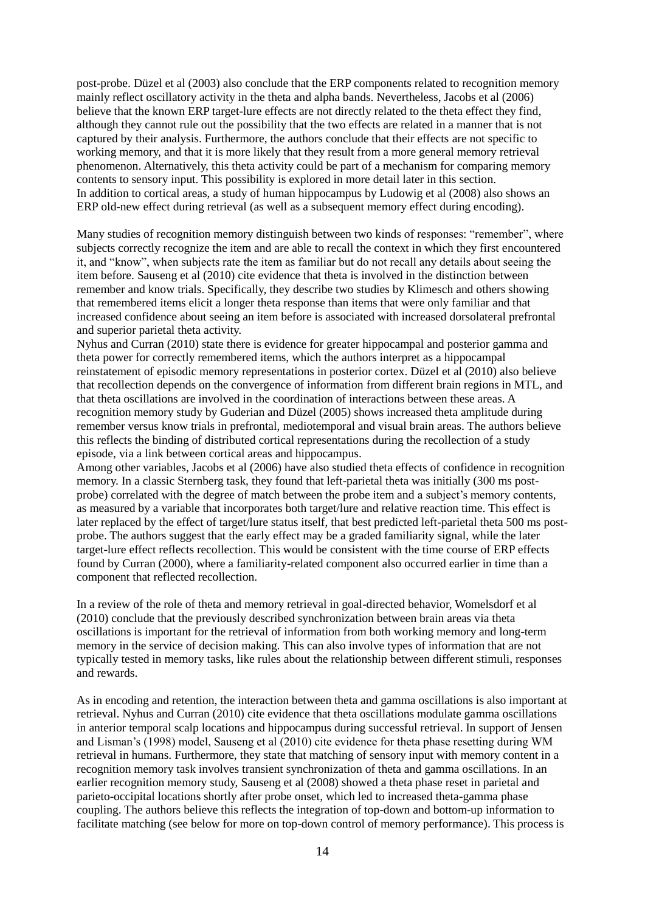post-probe. Düzel et al (2003) also conclude that the ERP components related to recognition memory mainly reflect oscillatory activity in the theta and alpha bands. Nevertheless, Jacobs et al (2006) believe that the known ERP target-lure effects are not directly related to the theta effect they find, although they cannot rule out the possibility that the two effects are related in a manner that is not captured by their analysis. Furthermore, the authors conclude that their effects are not specific to working memory, and that it is more likely that they result from a more general memory retrieval phenomenon. Alternatively, this theta activity could be part of a mechanism for comparing memory contents to sensory input. This possibility is explored in more detail later in this section.
In addition to cortical areas, a study of human hippocampus by Ludowig et al (2008) also shows an ERP old-new effect during retrieval (as well as a subsequent memory effect during encoding).

Many studies of recognition memory distinguish between two kinds of responses: "remember", where subjects correctly recognize the item and are able to recall the context in which they first encountered it, and "know", when subjects rate the item as familiar but do not recall any details about seeing the item before. Sauseng et al (2010) cite evidence that theta is involved in the distinction between remember and know trials. Specifically, they describe two studies by Klimesch and others showing that remembered items elicit a longer theta response than items that were only familiar and that increased confidence about seeing an item before is associated with increased dorsolateral prefrontal and superior parietal theta activity.
Nyhus and Curran (2010) state there is evidence for greater hippocampal and posterior gamma and theta power for correctly remembered items, which the authors interpret as a hippocampal reinstatement of episodic memory representations in posterior cortex. Düzel et al (2010) also believe that recollection depends on the convergence of information from different brain regions in MTL, and that theta oscillations are involved in the coordination of interactions between these areas. A recognition memory study by Guderian and Düzel (2005) shows increased theta amplitude during remember versus know trials in prefrontal, mediotemporal and visual brain areas. The authors believe this reflects the binding of distributed cortical representations during the recollection of a study episode, via a link between cortical areas and hippocampus.
Among other variables, Jacobs et al (2006) have also studied theta effects of confidence in recognition memory. In a classic Sternberg task, they found that left-parietal theta was initially (300 ms post-probe) correlated with the degree of match between the probe item and a subject's memory contents, as measured by a variable that incorporates both target/lure and relative reaction time. This effect is later replaced by the effect of target/lure status itself, that best predicted left-parietal theta 500 ms post-probe. The authors suggest that the early effect may be a graded familiarity signal, while the later target-lure effect reflects recollection. This would be consistent with the time course of ERP effects found by Curran (2000), where a familiarity-related component also occurred earlier in time than a component that reflected recollection.

In a review of the role of theta and memory retrieval in goal-directed behavior, Womelsdorf et al (2010) conclude that the previously described synchronization between brain areas via theta oscillations is important for the retrieval of information from both working memory and long-term memory in the service of decision making. This can also involve types of information that are not typically tested in memory tasks, like rules about the relationship between different stimuli, responses and rewards.

As in encoding and retention, the interaction between theta and gamma oscillations is also important at retrieval. Nyhus and Curran (2010) cite evidence that theta oscillations modulate gamma oscillations in anterior temporal scalp locations and hippocampus during successful retrieval. In support of Jensen and Lisman's (1998) model, Sauseng et al (2010) cite evidence for theta phase resetting during WM retrieval in humans. Furthermore, they state that matching of sensory input with memory content in a recognition memory task involves transient synchronization of theta and gamma oscillations. In an earlier recognition memory study, Sauseng et al (2008) showed a theta phase reset in parietal and parieto-occipital locations shortly after probe onset, which led to increased theta-gamma phase coupling. The authors believe this reflects the integration of top-down and bottom-up information to facilitate matching (see below for more on top-down control of memory performance). This process is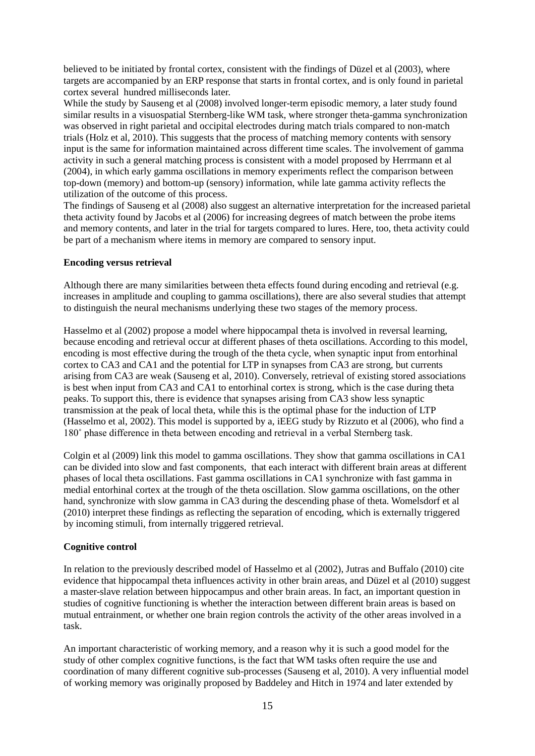believed to be initiated by frontal cortex, consistent with the findings of Düzel et al (2003), where targets are accompanied by an ERP response that starts in frontal cortex, and is only found in parietal cortex several hundred milliseconds later.

While the study by Sauseng et al (2008) involved longer-term episodic memory, a later study found similar results in a visuospatial Sternberg-like WM task, where stronger theta-gamma synchronization was observed in right parietal and occipital electrodes during match trials compared to non-match trials (Holz et al, 2010). This suggests that the process of matching memory contents with sensory input is the same for information maintained across different time scales. The involvement of gamma activity in such a general matching process is consistent with a model proposed by Herrmann et al (2004), in which early gamma oscillations in memory experiments reflect the comparison between top-down (memory) and bottom-up (sensory) information, while late gamma activity reflects the utilization of the outcome of this process.

The findings of Sauseng et al (2008) also suggest an alternative interpretation for the increased parietal theta activity found by Jacobs et al (2006) for increasing degrees of match between the probe items and memory contents, and later in the trial for targets compared to lures. Here, too, theta activity could be part of a mechanism where items in memory are compared to sensory input.

**Encoding versus retrieval**

Although there are many similarities between theta effects found during encoding and retrieval (e.g. increases in amplitude and coupling to gamma oscillations), there are also several studies that attempt to distinguish the neural mechanisms underlying these two stages of the memory process.

Hasselmo et al (2002) propose a model where hippocampal theta is involved in reversal learning, because encoding and retrieval occur at different phases of theta oscillations. According to this model, encoding is most effective during the trough of the theta cycle, when synaptic input from entorhinal cortex to CA3 and CA1 and the potential for LTP in synapses from CA3 are strong, but currents arising from CA3 are weak (Sauseng et al, 2010). Conversely, retrieval of existing stored associations is best when input from CA3 and CA1 to entorhinal cortex is strong, which is the case during theta peaks. To support this, there is evidence that synapses arising from CA3 show less synaptic transmission at the peak of local theta, while this is the optimal phase for the induction of LTP (Hasselmo et al, 2002). This model is supported by a, iEEG study by Rizzuto et al (2006), who find a 180˚ phase difference in theta between encoding and retrieval in a verbal Sternberg task.

Colgin et al (2009) link this model to gamma oscillations. They show that gamma oscillations in CA1 can be divided into slow and fast components, that each interact with different brain areas at different phases of local theta oscillations. Fast gamma oscillations in CA1 synchronize with fast gamma in medial entorhinal cortex at the trough of the theta oscillation. Slow gamma oscillations, on the other hand, synchronize with slow gamma in CA3 during the descending phase of theta. Womelsdorf et al (2010) interpret these findings as reflecting the separation of encoding, which is externally triggered by incoming stimuli, from internally triggered retrieval.

**Cognitive control**

In relation to the previously described model of Hasselmo et al (2002), Jutras and Buffalo (2010) cite evidence that hippocampal theta influences activity in other brain areas, and Düzel et al (2010) suggest a master-slave relation between hippocampus and other brain areas. In fact, an important question in studies of cognitive functioning is whether the interaction between different brain areas is based on mutual entrainment, or whether one brain region controls the activity of the other areas involved in a task.

An important characteristic of working memory, and a reason why it is such a good model for the study of other complex cognitive functions, is the fact that WM tasks often require the use and coordination of many different cognitive sub-processes (Sauseng et al, 2010). A very influential model of working memory was originally proposed by Baddeley and Hitch in 1974 and later extended by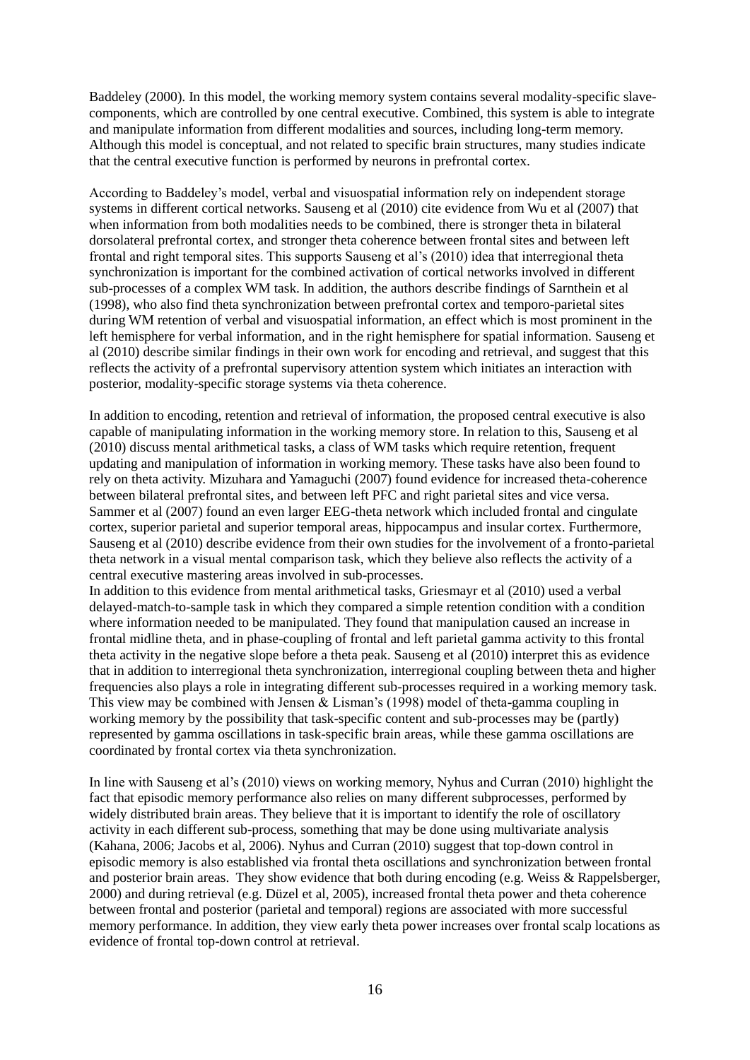Baddeley (2000). In this model, the working memory system contains several modality-specific slave-components, which are controlled by one central executive. Combined, this system is able to integrate and manipulate information from different modalities and sources, including long-term memory. Although this model is conceptual, and not related to specific brain structures, many studies indicate that the central executive function is performed by neurons in prefrontal cortex.

According to Baddeley's model, verbal and visuospatial information rely on independent storage systems in different cortical networks. Sauseng et al (2010) cite evidence from Wu et al (2007) that when information from both modalities needs to be combined, there is stronger theta in bilateral dorsolateral prefrontal cortex, and stronger theta coherence between frontal sites and between left frontal and right temporal sites. This supports Sauseng et al's (2010) idea that interregional theta synchronization is important for the combined activation of cortical networks involved in different sub-processes of a complex WM task. In addition, the authors describe findings of Sarnthein et al (1998), who also find theta synchronization between prefrontal cortex and temporo-parietal sites during WM retention of verbal and visuospatial information, an effect which is most prominent in the left hemisphere for verbal information, and in the right hemisphere for spatial information. Sauseng et al (2010) describe similar findings in their own work for encoding and retrieval, and suggest that this reflects the activity of a prefrontal supervisory attention system which initiates an interaction with posterior, modality-specific storage systems via theta coherence.

In addition to encoding, retention and retrieval of information, the proposed central executive is also capable of manipulating information in the working memory store. In relation to this, Sauseng et al (2010) discuss mental arithmetical tasks, a class of WM tasks which require retention, frequent updating and manipulation of information in working memory. These tasks have also been found to rely on theta activity. Mizuhara and Yamaguchi (2007) found evidence for increased theta-coherence between bilateral prefrontal sites, and between left PFC and right parietal sites and vice versa. Sammer et al (2007) found an even larger EEG-theta network which included frontal and cingulate cortex, superior parietal and superior temporal areas, hippocampus and insular cortex. Furthermore, Sauseng et al (2010) describe evidence from their own studies for the involvement of a fronto-parietal theta network in a visual mental comparison task, which they believe also reflects the activity of a central executive mastering areas involved in sub-processes.
In addition to this evidence from mental arithmetical tasks, Griesmayr et al (2010) used a verbal delayed-match-to-sample task in which they compared a simple retention condition with a condition where information needed to be manipulated. They found that manipulation caused an increase in frontal midline theta, and in phase-coupling of frontal and left parietal gamma activity to this frontal theta activity in the negative slope before a theta peak. Sauseng et al (2010) interpret this as evidence that in addition to interregional theta synchronization, interregional coupling between theta and higher frequencies also plays a role in integrating different sub-processes required in a working memory task. This view may be combined with Jensen & Lisman's (1998) model of theta-gamma coupling in working memory by the possibility that task-specific content and sub-processes may be (partly) represented by gamma oscillations in task-specific brain areas, while these gamma oscillations are coordinated by frontal cortex via theta synchronization.

In line with Sauseng et al's (2010) views on working memory, Nyhus and Curran (2010) highlight the fact that episodic memory performance also relies on many different subprocesses, performed by widely distributed brain areas. They believe that it is important to identify the role of oscillatory activity in each different sub-process, something that may be done using multivariate analysis (Kahana, 2006; Jacobs et al, 2006). Nyhus and Curran (2010) suggest that top-down control in episodic memory is also established via frontal theta oscillations and synchronization between frontal and posterior brain areas. They show evidence that both during encoding (e.g. Weiss & Rappelsberger, 2000) and during retrieval (e.g. Düzel et al, 2005), increased frontal theta power and theta coherence between frontal and posterior (parietal and temporal) regions are associated with more successful memory performance. In addition, they view early theta power increases over frontal scalp locations as evidence of frontal top-down control at retrieval.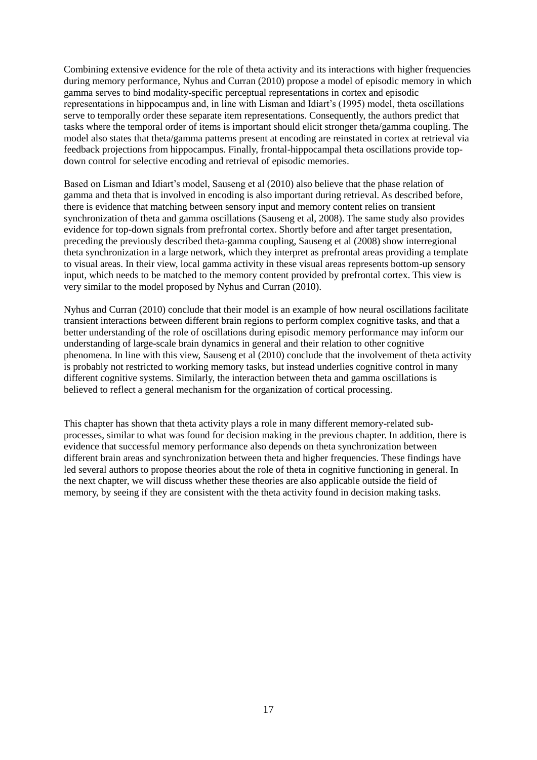Combining extensive evidence for the role of theta activity and its interactions with higher frequencies during memory performance, Nyhus and Curran (2010) propose a model of episodic memory in which gamma serves to bind modality-specific perceptual representations in cortex and episodic representations in hippocampus and, in line with Lisman and Idiart's (1995) model, theta oscillations serve to temporally order these separate item representations. Consequently, the authors predict that tasks where the temporal order of items is important should elicit stronger theta/gamma coupling. The model also states that theta/gamma patterns present at encoding are reinstated in cortex at retrieval via feedback projections from hippocampus. Finally, frontal-hippocampal theta oscillations provide top-down control for selective encoding and retrieval of episodic memories.

Based on Lisman and Idiart's model, Sauseng et al (2010) also believe that the phase relation of gamma and theta that is involved in encoding is also important during retrieval. As described before, there is evidence that matching between sensory input and memory content relies on transient synchronization of theta and gamma oscillations (Sauseng et al, 2008). The same study also provides evidence for top-down signals from prefrontal cortex. Shortly before and after target presentation, preceding the previously described theta-gamma coupling, Sauseng et al (2008) show interregional theta synchronization in a large network, which they interpret as prefrontal areas providing a template to visual areas. In their view, local gamma activity in these visual areas represents bottom-up sensory input, which needs to be matched to the memory content provided by prefrontal cortex. This view is very similar to the model proposed by Nyhus and Curran (2010).

Nyhus and Curran (2010) conclude that their model is an example of how neural oscillations facilitate transient interactions between different brain regions to perform complex cognitive tasks, and that a better understanding of the role of oscillations during episodic memory performance may inform our understanding of large-scale brain dynamics in general and their relation to other cognitive phenomena. In line with this view, Sauseng et al (2010) conclude that the involvement of theta activity is probably not restricted to working memory tasks, but instead underlies cognitive control in many different cognitive systems. Similarly, the interaction between theta and gamma oscillations is believed to reflect a general mechanism for the organization of cortical processing.

This chapter has shown that theta activity plays a role in many different memory-related sub-processes, similar to what was found for decision making in the previous chapter. In addition, there is evidence that successful memory performance also depends on theta synchronization between different brain areas and synchronization between theta and higher frequencies. These findings have led several authors to propose theories about the role of theta in cognitive functioning in general. In the next chapter, we will discuss whether these theories are also applicable outside the field of memory, by seeing if they are consistent with the theta activity found in decision making tasks.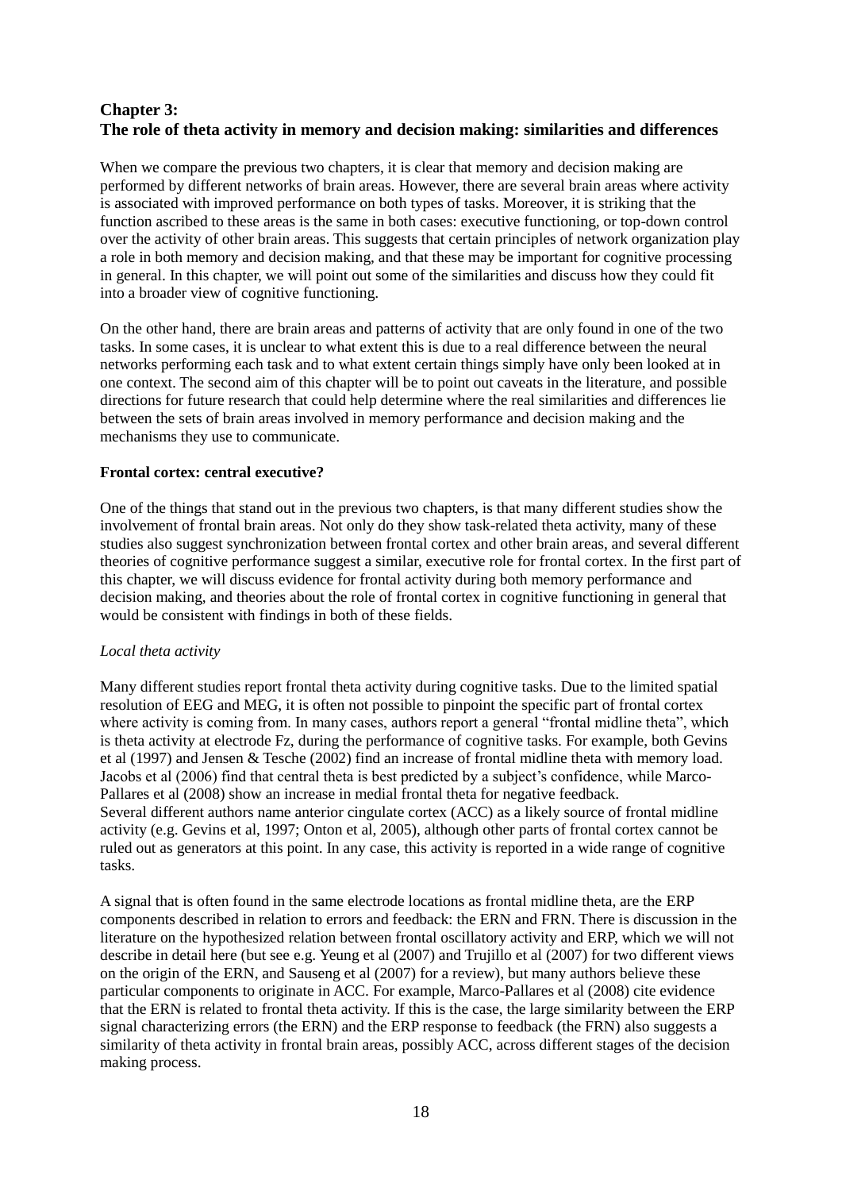## Chapter 3:
## The role of theta activity in memory and decision making: similarities and differences

When we compare the previous two chapters, it is clear that memory and decision making are performed by different networks of brain areas. However, there are several brain areas where activity is associated with improved performance on both types of tasks. Moreover, it is striking that the function ascribed to these areas is the same in both cases: executive functioning, or top-down control over the activity of other brain areas. This suggests that certain principles of network organization play a role in both memory and decision making, and that these may be important for cognitive processing in general. In this chapter, we will point out some of the similarities and discuss how they could fit into a broader view of cognitive functioning.

On the other hand, there are brain areas and patterns of activity that are only found in one of the two tasks. In some cases, it is unclear to what extent this is due to a real difference between the neural networks performing each task and to what extent certain things simply have only been looked at in one context. The second aim of this chapter will be to point out caveats in the literature, and possible directions for future research that could help determine where the real similarities and differences lie between the sets of brain areas involved in memory performance and decision making and the mechanisms they use to communicate.

**Frontal cortex: central executive?**

One of the things that stand out in the previous two chapters, is that many different studies show the involvement of frontal brain areas. Not only do they show task-related theta activity, many of these studies also suggest synchronization between frontal cortex and other brain areas, and several different theories of cognitive performance suggest a similar, executive role for frontal cortex. In the first part of this chapter, we will discuss evidence for frontal activity during both memory performance and decision making, and theories about the role of frontal cortex in cognitive functioning in general that would be consistent with findings in both of these fields.

*Local theta activity*

Many different studies report frontal theta activity during cognitive tasks. Due to the limited spatial resolution of EEG and MEG, it is often not possible to pinpoint the specific part of frontal cortex where activity is coming from. In many cases, authors report a general "frontal midline theta", which is theta activity at electrode Fz, during the performance of cognitive tasks. For example, both Gevins et al (1997) and Jensen & Tesche (2002) find an increase of frontal midline theta with memory load. Jacobs et al (2006) find that central theta is best predicted by a subject's confidence, while Marco-Pallares et al (2008) show an increase in medial frontal theta for negative feedback.
Several different authors name anterior cingulate cortex (ACC) as a likely source of frontal midline activity (e.g. Gevins et al, 1997; Onton et al, 2005), although other parts of frontal cortex cannot be ruled out as generators at this point. In any case, this activity is reported in a wide range of cognitive tasks.

A signal that is often found in the same electrode locations as frontal midline theta, are the ERP components described in relation to errors and feedback: the ERN and FRN. There is discussion in the literature on the hypothesized relation between frontal oscillatory activity and ERP, which we will not describe in detail here (but see e.g. Yeung et al (2007) and Trujillo et al (2007) for two different views on the origin of the ERN, and Sauseng et al (2007) for a review), but many authors believe these particular components to originate in ACC. For example, Marco-Pallares et al (2008) cite evidence that the ERN is related to frontal theta activity. If this is the case, the large similarity between the ERP signal characterizing errors (the ERN) and the ERP response to feedback (the FRN) also suggests a similarity of theta activity in frontal brain areas, possibly ACC, across different stages of the decision making process.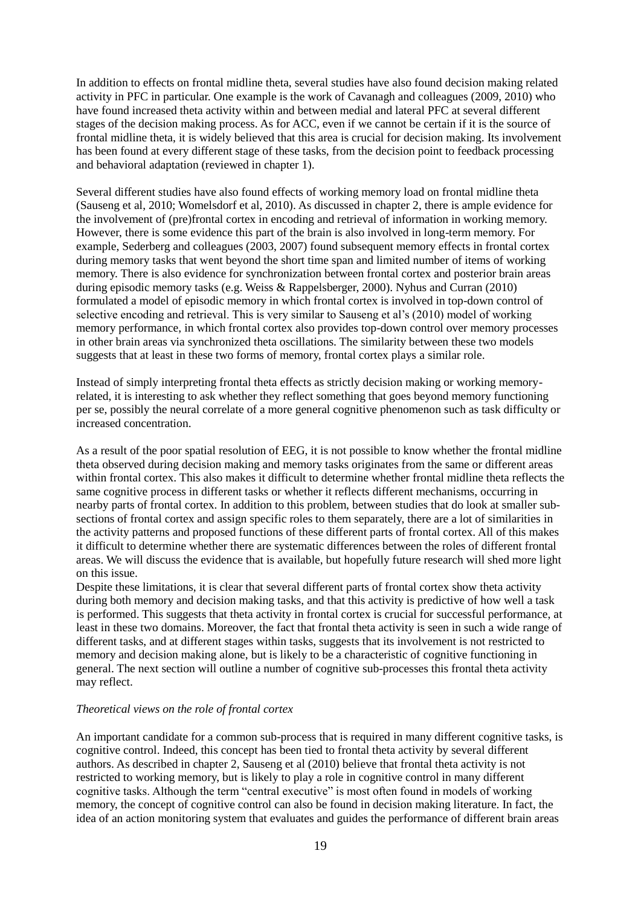In addition to effects on frontal midline theta, several studies have also found decision making related activity in PFC in particular. One example is the work of Cavanagh and colleagues (2009, 2010) who have found increased theta activity within and between medial and lateral PFC at several different stages of the decision making process. As for ACC, even if we cannot be certain if it is the source of frontal midline theta, it is widely believed that this area is crucial for decision making. Its involvement has been found at every different stage of these tasks, from the decision point to feedback processing and behavioral adaptation (reviewed in chapter 1).

Several different studies have also found effects of working memory load on frontal midline theta (Sauseng et al, 2010; Womelsdorf et al, 2010). As discussed in chapter 2, there is ample evidence for the involvement of (pre)frontal cortex in encoding and retrieval of information in working memory. However, there is some evidence this part of the brain is also involved in long-term memory. For example, Sederberg and colleagues (2003, 2007) found subsequent memory effects in frontal cortex during memory tasks that went beyond the short time span and limited number of items of working memory. There is also evidence for synchronization between frontal cortex and posterior brain areas during episodic memory tasks (e.g. Weiss & Rappelsberger, 2000). Nyhus and Curran (2010) formulated a model of episodic memory in which frontal cortex is involved in top-down control of selective encoding and retrieval. This is very similar to Sauseng et al's (2010) model of working memory performance, in which frontal cortex also provides top-down control over memory processes in other brain areas via synchronized theta oscillations. The similarity between these two models suggests that at least in these two forms of memory, frontal cortex plays a similar role.

Instead of simply interpreting frontal theta effects as strictly decision making or working memory-related, it is interesting to ask whether they reflect something that goes beyond memory functioning per se, possibly the neural correlate of a more general cognitive phenomenon such as task difficulty or increased concentration.

As a result of the poor spatial resolution of EEG, it is not possible to know whether the frontal midline theta observed during decision making and memory tasks originates from the same or different areas within frontal cortex. This also makes it difficult to determine whether frontal midline theta reflects the same cognitive process in different tasks or whether it reflects different mechanisms, occurring in nearby parts of frontal cortex. In addition to this problem, between studies that do look at smaller sub-sections of frontal cortex and assign specific roles to them separately, there are a lot of similarities in the activity patterns and proposed functions of these different parts of frontal cortex. All of this makes it difficult to determine whether there are systematic differences between the roles of different frontal areas. We will discuss the evidence that is available, but hopefully future research will shed more light on this issue.

Despite these limitations, it is clear that several different parts of frontal cortex show theta activity during both memory and decision making tasks, and that this activity is predictive of how well a task is performed. This suggests that theta activity in frontal cortex is crucial for successful performance, at least in these two domains. Moreover, the fact that frontal theta activity is seen in such a wide range of different tasks, and at different stages within tasks, suggests that its involvement is not restricted to memory and decision making alone, but is likely to be a characteristic of cognitive functioning in general. The next section will outline a number of cognitive sub-processes this frontal theta activity may reflect.

*Theoretical views on the role of frontal cortex*

An important candidate for a common sub-process that is required in many different cognitive tasks, is cognitive control. Indeed, this concept has been tied to frontal theta activity by several different authors. As described in chapter 2, Sauseng et al (2010) believe that frontal theta activity is not restricted to working memory, but is likely to play a role in cognitive control in many different cognitive tasks. Although the term "central executive" is most often found in models of working memory, the concept of cognitive control can also be found in decision making literature. In fact, the idea of an action monitoring system that evaluates and guides the performance of different brain areas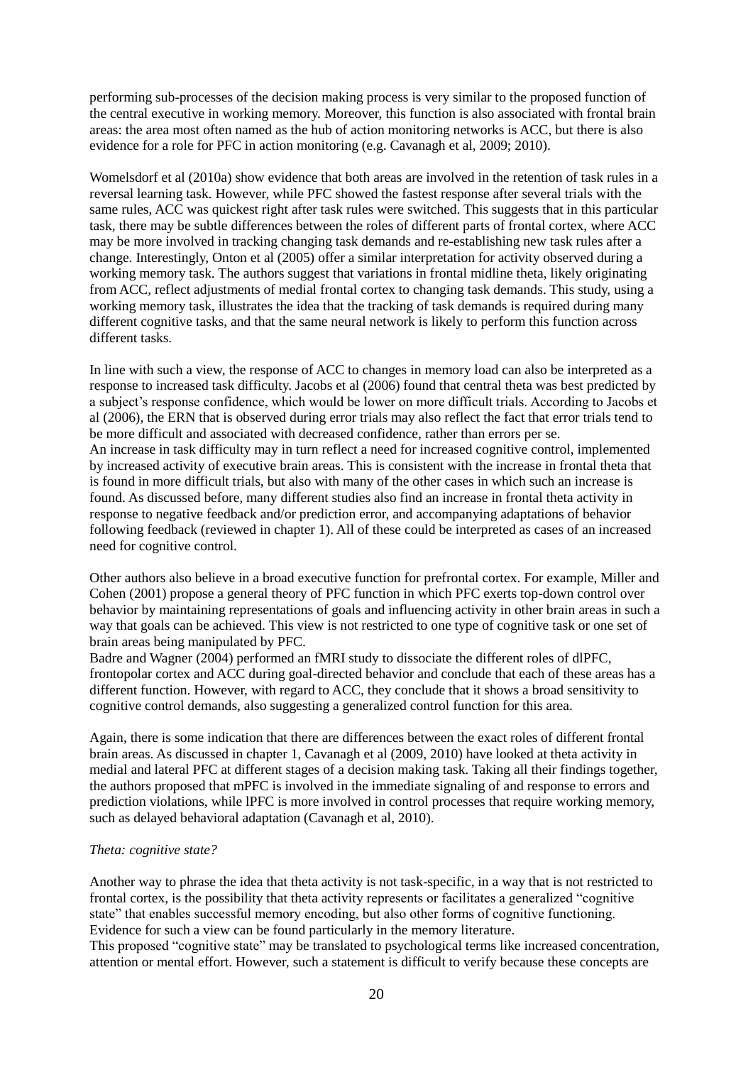performing sub-processes of the decision making process is very similar to the proposed function of the central executive in working memory. Moreover, this function is also associated with frontal brain areas: the area most often named as the hub of action monitoring networks is ACC, but there is also evidence for a role for PFC in action monitoring (e.g. Cavanagh et al, 2009; 2010).

Womelsdorf et al (2010a) show evidence that both areas are involved in the retention of task rules in a reversal learning task. However, while PFC showed the fastest response after several trials with the same rules, ACC was quickest right after task rules were switched. This suggests that in this particular task, there may be subtle differences between the roles of different parts of frontal cortex, where ACC may be more involved in tracking changing task demands and re-establishing new task rules after a change. Interestingly, Onton et al (2005) offer a similar interpretation for activity observed during a working memory task. The authors suggest that variations in frontal midline theta, likely originating from ACC, reflect adjustments of medial frontal cortex to changing task demands. This study, using a working memory task, illustrates the idea that the tracking of task demands is required during many different cognitive tasks, and that the same neural network is likely to perform this function across different tasks.

In line with such a view, the response of ACC to changes in memory load can also be interpreted as a response to increased task difficulty. Jacobs et al (2006) found that central theta was best predicted by a subject's response confidence, which would be lower on more difficult trials. According to Jacobs et al (2006), the ERN that is observed during error trials may also reflect the fact that error trials tend to be more difficult and associated with decreased confidence, rather than errors per se.
An increase in task difficulty may in turn reflect a need for increased cognitive control, implemented by increased activity of executive brain areas. This is consistent with the increase in frontal theta that is found in more difficult trials, but also with many of the other cases in which such an increase is found. As discussed before, many different studies also find an increase in frontal theta activity in response to negative feedback and/or prediction error, and accompanying adaptations of behavior following feedback (reviewed in chapter 1). All of these could be interpreted as cases of an increased need for cognitive control.

Other authors also believe in a broad executive function for prefrontal cortex. For example, Miller and Cohen (2001) propose a general theory of PFC function in which PFC exerts top-down control over behavior by maintaining representations of goals and influencing activity in other brain areas in such a way that goals can be achieved. This view is not restricted to one type of cognitive task or one set of brain areas being manipulated by PFC.
Badre and Wagner (2004) performed an fMRI study to dissociate the different roles of dlPFC, frontopolar cortex and ACC during goal-directed behavior and conclude that each of these areas has a different function. However, with regard to ACC, they conclude that it shows a broad sensitivity to cognitive control demands, also suggesting a generalized control function for this area.

Again, there is some indication that there are differences between the exact roles of different frontal brain areas. As discussed in chapter 1, Cavanagh et al (2009, 2010) have looked at theta activity in medial and lateral PFC at different stages of a decision making task. Taking all their findings together, the authors proposed that mPFC is involved in the immediate signaling of and response to errors and prediction violations, while lPFC is more involved in control processes that require working memory, such as delayed behavioral adaptation (Cavanagh et al, 2010).

*Theta: cognitive state?*

Another way to phrase the idea that theta activity is not task-specific, in a way that is not restricted to frontal cortex, is the possibility that theta activity represents or facilitates a generalized "cognitive state" that enables successful memory encoding, but also other forms of cognitive functioning. Evidence for such a view can be found particularly in the memory literature.
This proposed "cognitive state" may be translated to psychological terms like increased concentration, attention or mental effort. However, such a statement is difficult to verify because these concepts are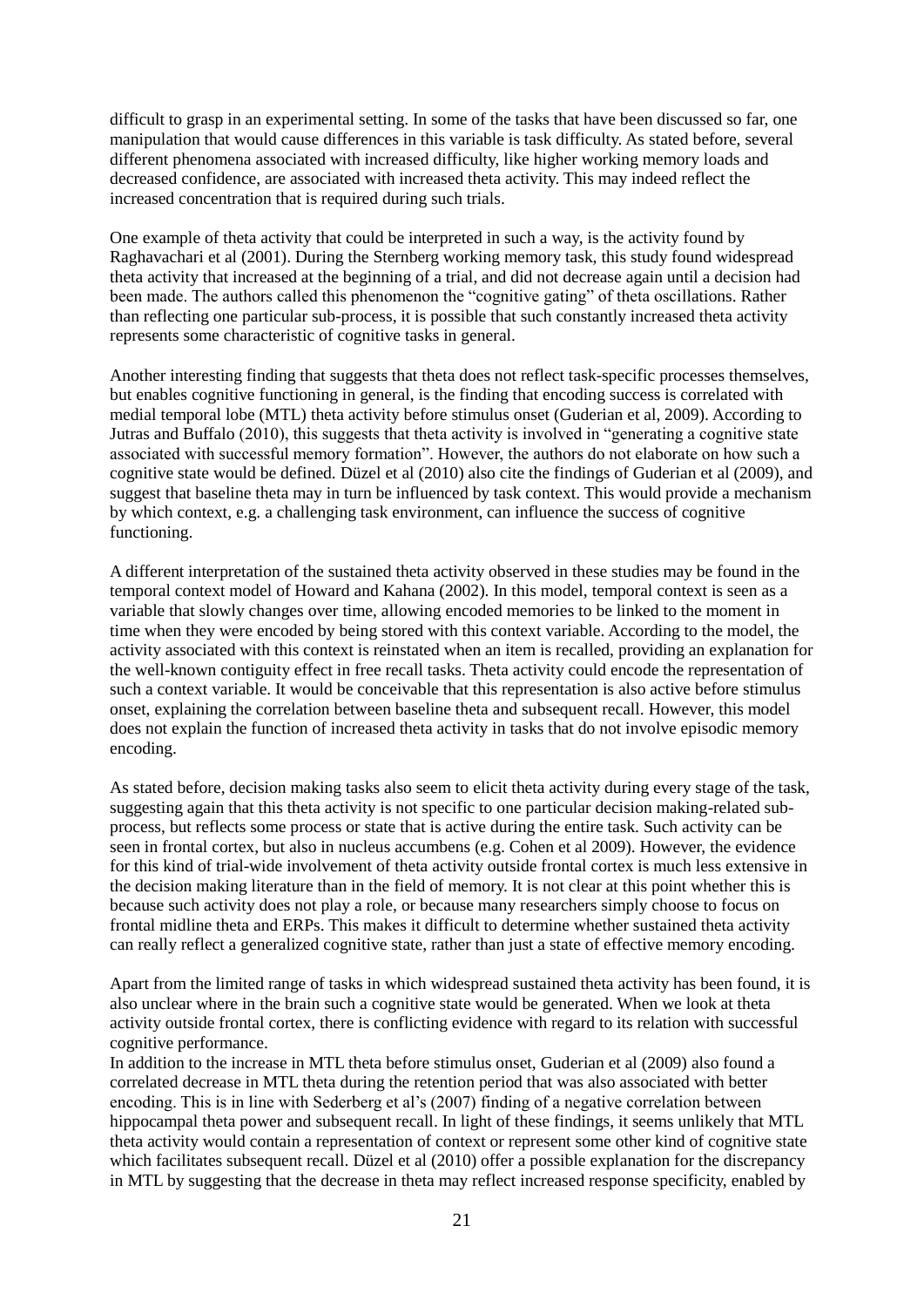difficult to grasp in an experimental setting. In some of the tasks that have been discussed so far, one manipulation that would cause differences in this variable is task difficulty. As stated before, several different phenomena associated with increased difficulty, like higher working memory loads and decreased confidence, are associated with increased theta activity. This may indeed reflect the increased concentration that is required during such trials.

One example of theta activity that could be interpreted in such a way, is the activity found by Raghavachari et al (2001). During the Sternberg working memory task, this study found widespread theta activity that increased at the beginning of a trial, and did not decrease again until a decision had been made. The authors called this phenomenon the "cognitive gating" of theta oscillations. Rather than reflecting one particular sub-process, it is possible that such constantly increased theta activity represents some characteristic of cognitive tasks in general.

Another interesting finding that suggests that theta does not reflect task-specific processes themselves, but enables cognitive functioning in general, is the finding that encoding success is correlated with medial temporal lobe (MTL) theta activity before stimulus onset (Guderian et al, 2009). According to Jutras and Buffalo (2010), this suggests that theta activity is involved in "generating a cognitive state associated with successful memory formation". However, the authors do not elaborate on how such a cognitive state would be defined. Düzel et al (2010) also cite the findings of Guderian et al (2009), and suggest that baseline theta may in turn be influenced by task context. This would provide a mechanism by which context, e.g. a challenging task environment, can influence the success of cognitive functioning.

A different interpretation of the sustained theta activity observed in these studies may be found in the temporal context model of Howard and Kahana (2002). In this model, temporal context is seen as a variable that slowly changes over time, allowing encoded memories to be linked to the moment in time when they were encoded by being stored with this context variable. According to the model, the activity associated with this context is reinstated when an item is recalled, providing an explanation for the well-known contiguity effect in free recall tasks. Theta activity could encode the representation of such a context variable. It would be conceivable that this representation is also active before stimulus onset, explaining the correlation between baseline theta and subsequent recall. However, this model does not explain the function of increased theta activity in tasks that do not involve episodic memory encoding.

As stated before, decision making tasks also seem to elicit theta activity during every stage of the task, suggesting again that this theta activity is not specific to one particular decision making-related sub-process, but reflects some process or state that is active during the entire task. Such activity can be seen in frontal cortex, but also in nucleus accumbens (e.g. Cohen et al 2009). However, the evidence for this kind of trial-wide involvement of theta activity outside frontal cortex is much less extensive in the decision making literature than in the field of memory. It is not clear at this point whether this is because such activity does not play a role, or because many researchers simply choose to focus on frontal midline theta and ERPs. This makes it difficult to determine whether sustained theta activity can really reflect a generalized cognitive state, rather than just a state of effective memory encoding.

Apart from the limited range of tasks in which widespread sustained theta activity has been found, it is also unclear where in the brain such a cognitive state would be generated. When we look at theta activity outside frontal cortex, there is conflicting evidence with regard to its relation with successful cognitive performance.

In addition to the increase in MTL theta before stimulus onset, Guderian et al (2009) also found a correlated decrease in MTL theta during the retention period that was also associated with better encoding. This is in line with Sederberg et al's (2007) finding of a negative correlation between hippocampal theta power and subsequent recall. In light of these findings, it seems unlikely that MTL theta activity would contain a representation of context or represent some other kind of cognitive state which facilitates subsequent recall. Düzel et al (2010) offer a possible explanation for the discrepancy in MTL by suggesting that the decrease in theta may reflect increased response specificity, enabled by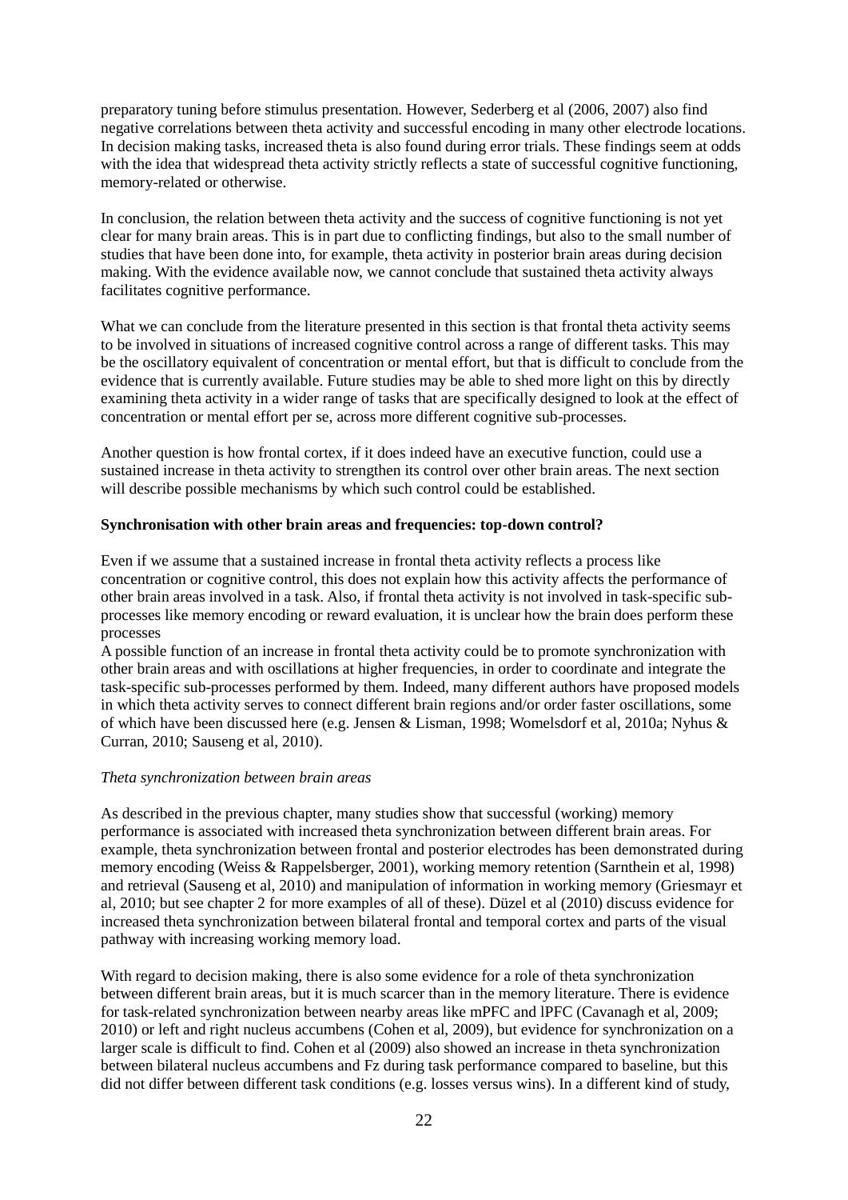preparatory tuning before stimulus presentation. However, Sederberg et al (2006, 2007) also find negative correlations between theta activity and successful encoding in many other electrode locations. In decision making tasks, increased theta is also found during error trials. These findings seem at odds with the idea that widespread theta activity strictly reflects a state of successful cognitive functioning, memory-related or otherwise.

In conclusion, the relation between theta activity and the success of cognitive functioning is not yet clear for many brain areas. This is in part due to conflicting findings, but also to the small number of studies that have been done into, for example, theta activity in posterior brain areas during decision making. With the evidence available now, we cannot conclude that sustained theta activity always facilitates cognitive performance.

What we can conclude from the literature presented in this section is that frontal theta activity seems to be involved in situations of increased cognitive control across a range of different tasks. This may be the oscillatory equivalent of concentration or mental effort, but that is difficult to conclude from the evidence that is currently available. Future studies may be able to shed more light on this by directly examining theta activity in a wider range of tasks that are specifically designed to look at the effect of concentration or mental effort per se, across more different cognitive sub-processes.

Another question is how frontal cortex, if it does indeed have an executive function, could use a sustained increase in theta activity to strengthen its control over other brain areas. The next section will describe possible mechanisms by which such control could be established.

**Synchronisation with other brain areas and frequencies: top-down control?**

Even if we assume that a sustained increase in frontal theta activity reflects a process like concentration or cognitive control, this does not explain how this activity affects the performance of other brain areas involved in a task. Also, if frontal theta activity is not involved in task-specific sub-processes like memory encoding or reward evaluation, it is unclear how the brain does perform these processes

A possible function of an increase in frontal theta activity could be to promote synchronization with other brain areas and with oscillations at higher frequencies, in order to coordinate and integrate the task-specific sub-processes performed by them. Indeed, many different authors have proposed models in which theta activity serves to connect different brain regions and/or order faster oscillations, some of which have been discussed here (e.g. Jensen & Lisman, 1998; Womelsdorf et al, 2010a; Nyhus & Curran, 2010; Sauseng et al, 2010).

*Theta synchronization between brain areas*

As described in the previous chapter, many studies show that successful (working) memory performance is associated with increased theta synchronization between different brain areas. For example, theta synchronization between frontal and posterior electrodes has been demonstrated during memory encoding (Weiss & Rappelsberger, 2001), working memory retention (Sarnthein et al, 1998) and retrieval (Sauseng et al, 2010) and manipulation of information in working memory (Griesmayr et al, 2010; but see chapter 2 for more examples of all of these). Düzel et al (2010) discuss evidence for increased theta synchronization between bilateral frontal and temporal cortex and parts of the visual pathway with increasing working memory load.

With regard to decision making, there is also some evidence for a role of theta synchronization between different brain areas, but it is much scarcer than in the memory literature. There is evidence for task-related synchronization between nearby areas like mPFC and lPFC (Cavanagh et al, 2009; 2010) or left and right nucleus accumbens (Cohen et al, 2009), but evidence for synchronization on a larger scale is difficult to find. Cohen et al (2009) also showed an increase in theta synchronization between bilateral nucleus accumbens and Fz during task performance compared to baseline, but this did not differ between different task conditions (e.g. losses versus wins). In a different kind of study,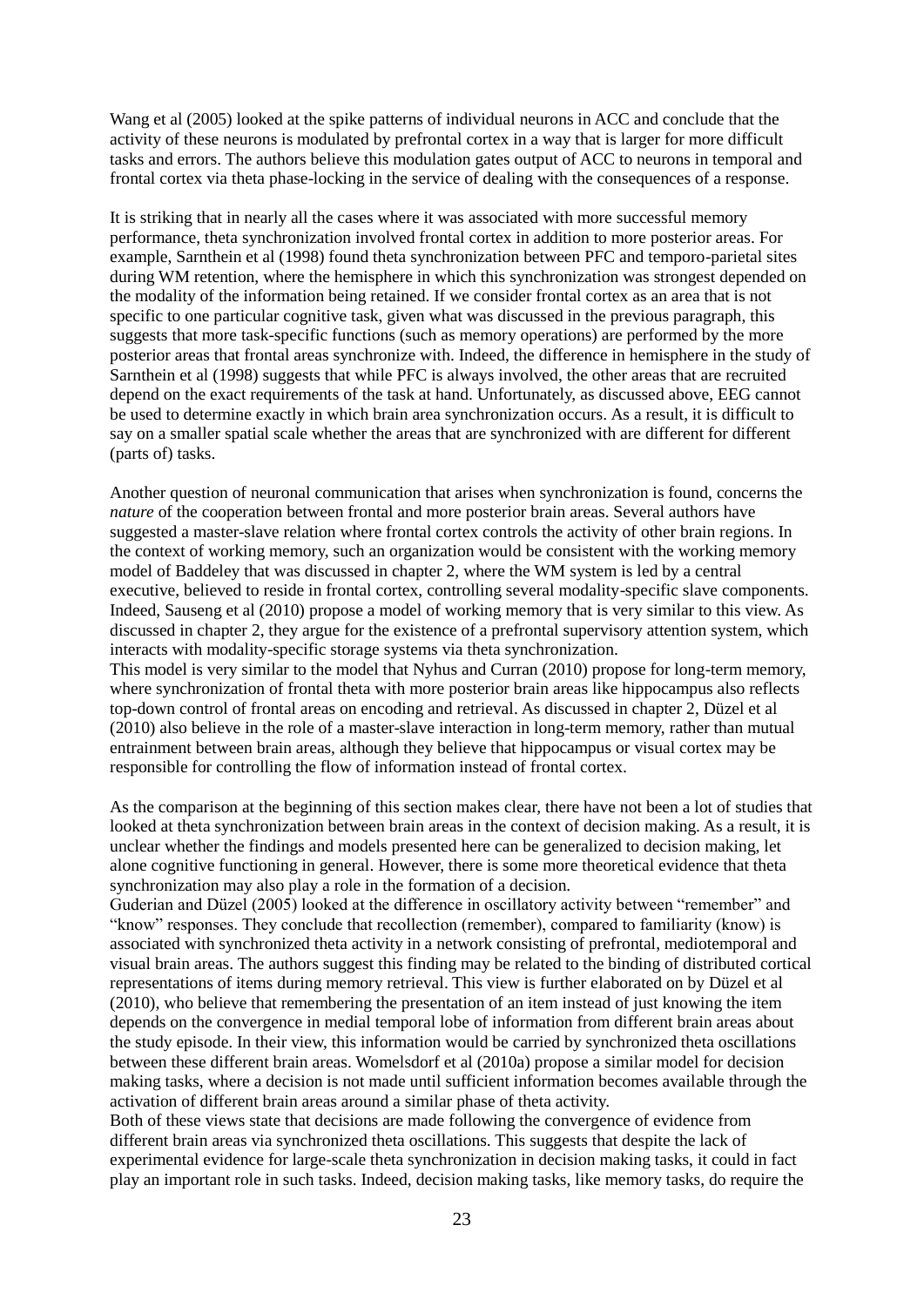Wang et al (2005) looked at the spike patterns of individual neurons in ACC and conclude that the activity of these neurons is modulated by prefrontal cortex in a way that is larger for more difficult tasks and errors. The authors believe this modulation gates output of ACC to neurons in temporal and frontal cortex via theta phase-locking in the service of dealing with the consequences of a response.

It is striking that in nearly all the cases where it was associated with more successful memory performance, theta synchronization involved frontal cortex in addition to more posterior areas. For example, Sarnthein et al (1998) found theta synchronization between PFC and temporo-parietal sites during WM retention, where the hemisphere in which this synchronization was strongest depended on the modality of the information being retained. If we consider frontal cortex as an area that is not specific to one particular cognitive task, given what was discussed in the previous paragraph, this suggests that more task-specific functions (such as memory operations) are performed by the more posterior areas that frontal areas synchronize with. Indeed, the difference in hemisphere in the study of Sarnthein et al (1998) suggests that while PFC is always involved, the other areas that are recruited depend on the exact requirements of the task at hand. Unfortunately, as discussed above, EEG cannot be used to determine exactly in which brain area synchronization occurs. As a result, it is difficult to say on a smaller spatial scale whether the areas that are synchronized with are different for different (parts of) tasks.

Another question of neuronal communication that arises when synchronization is found, concerns the *nature* of the cooperation between frontal and more posterior brain areas. Several authors have suggested a master-slave relation where frontal cortex controls the activity of other brain regions. In the context of working memory, such an organization would be consistent with the working memory model of Baddeley that was discussed in chapter 2, where the WM system is led by a central executive, believed to reside in frontal cortex, controlling several modality-specific slave components. Indeed, Sauseng et al (2010) propose a model of working memory that is very similar to this view. As discussed in chapter 2, they argue for the existence of a prefrontal supervisory attention system, which interacts with modality-specific storage systems via theta synchronization.
This model is very similar to the model that Nyhus and Curran (2010) propose for long-term memory, where synchronization of frontal theta with more posterior brain areas like hippocampus also reflects top-down control of frontal areas on encoding and retrieval. As discussed in chapter 2, Düzel et al (2010) also believe in the role of a master-slave interaction in long-term memory, rather than mutual entrainment between brain areas, although they believe that hippocampus or visual cortex may be responsible for controlling the flow of information instead of frontal cortex.

As the comparison at the beginning of this section makes clear, there have not been a lot of studies that looked at theta synchronization between brain areas in the context of decision making. As a result, it is unclear whether the findings and models presented here can be generalized to decision making, let alone cognitive functioning in general. However, there is some more theoretical evidence that theta synchronization may also play a role in the formation of a decision.
Guderian and Düzel (2005) looked at the difference in oscillatory activity between "remember" and "know" responses. They conclude that recollection (remember), compared to familiarity (know) is associated with synchronized theta activity in a network consisting of prefrontal, mediotemporal and visual brain areas. The authors suggest this finding may be related to the binding of distributed cortical representations of items during memory retrieval. This view is further elaborated on by Düzel et al (2010), who believe that remembering the presentation of an item instead of just knowing the item depends on the convergence in medial temporal lobe of information from different brain areas about the study episode. In their view, this information would be carried by synchronized theta oscillations between these different brain areas. Womelsdorf et al (2010a) propose a similar model for decision making tasks, where a decision is not made until sufficient information becomes available through the activation of different brain areas around a similar phase of theta activity.
Both of these views state that decisions are made following the convergence of evidence from different brain areas via synchronized theta oscillations. This suggests that despite the lack of experimental evidence for large-scale theta synchronization in decision making tasks, it could in fact play an important role in such tasks. Indeed, decision making tasks, like memory tasks, do require the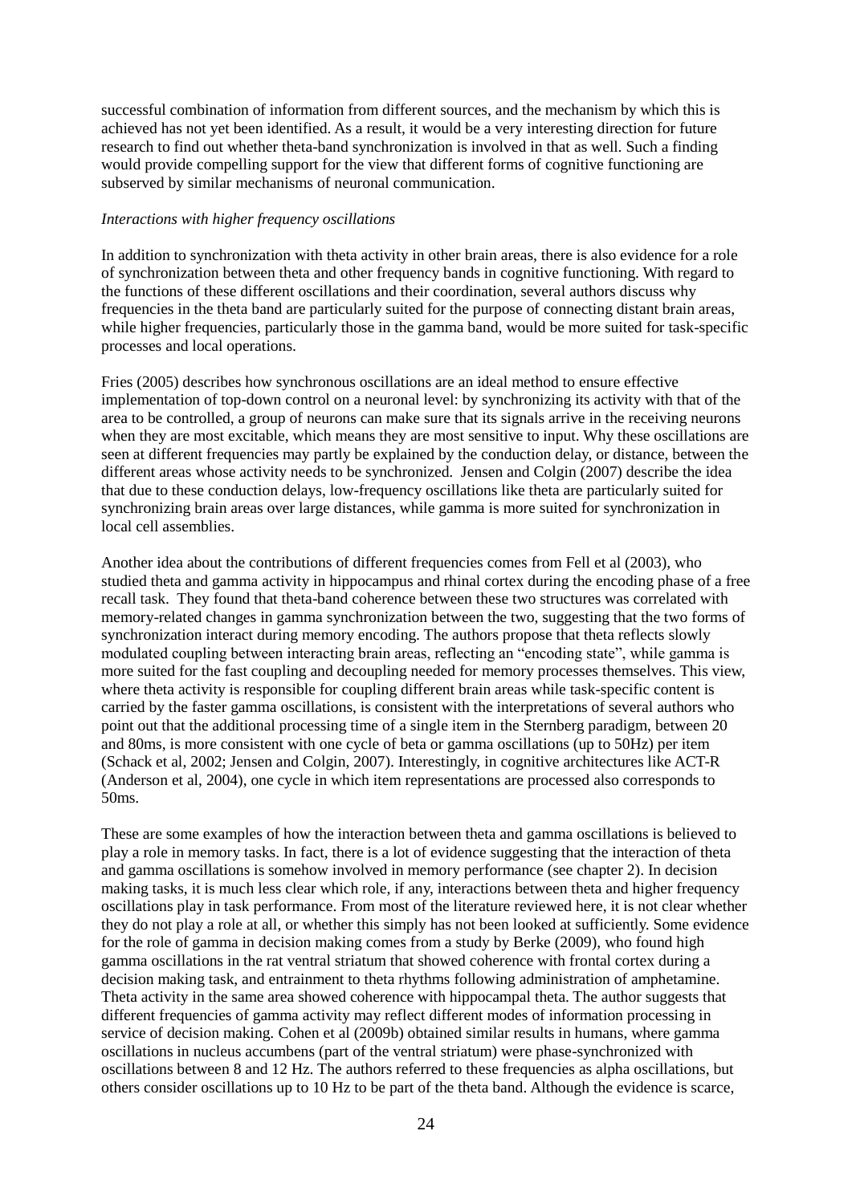successful combination of information from different sources, and the mechanism by which this is achieved has not yet been identified. As a result, it would be a very interesting direction for future research to find out whether theta-band synchronization is involved in that as well. Such a finding would provide compelling support for the view that different forms of cognitive functioning are subserved by similar mechanisms of neuronal communication.

*Interactions with higher frequency oscillations*

In addition to synchronization with theta activity in other brain areas, there is also evidence for a role of synchronization between theta and other frequency bands in cognitive functioning. With regard to the functions of these different oscillations and their coordination, several authors discuss why frequencies in the theta band are particularly suited for the purpose of connecting distant brain areas, while higher frequencies, particularly those in the gamma band, would be more suited for task-specific processes and local operations.

Fries (2005) describes how synchronous oscillations are an ideal method to ensure effective implementation of top-down control on a neuronal level: by synchronizing its activity with that of the area to be controlled, a group of neurons can make sure that its signals arrive in the receiving neurons when they are most excitable, which means they are most sensitive to input. Why these oscillations are seen at different frequencies may partly be explained by the conduction delay, or distance, between the different areas whose activity needs to be synchronized. Jensen and Colgin (2007) describe the idea that due to these conduction delays, low-frequency oscillations like theta are particularly suited for synchronizing brain areas over large distances, while gamma is more suited for synchronization in local cell assemblies.

Another idea about the contributions of different frequencies comes from Fell et al (2003), who studied theta and gamma activity in hippocampus and rhinal cortex during the encoding phase of a free recall task. They found that theta-band coherence between these two structures was correlated with memory-related changes in gamma synchronization between the two, suggesting that the two forms of synchronization interact during memory encoding. The authors propose that theta reflects slowly modulated coupling between interacting brain areas, reflecting an "encoding state", while gamma is more suited for the fast coupling and decoupling needed for memory processes themselves. This view, where theta activity is responsible for coupling different brain areas while task-specific content is carried by the faster gamma oscillations, is consistent with the interpretations of several authors who point out that the additional processing time of a single item in the Sternberg paradigm, between 20 and 80ms, is more consistent with one cycle of beta or gamma oscillations (up to 50Hz) per item (Schack et al, 2002; Jensen and Colgin, 2007). Interestingly, in cognitive architectures like ACT-R (Anderson et al, 2004), one cycle in which item representations are processed also corresponds to 50ms.

These are some examples of how the interaction between theta and gamma oscillations is believed to play a role in memory tasks. In fact, there is a lot of evidence suggesting that the interaction of theta and gamma oscillations is somehow involved in memory performance (see chapter 2). In decision making tasks, it is much less clear which role, if any, interactions between theta and higher frequency oscillations play in task performance. From most of the literature reviewed here, it is not clear whether they do not play a role at all, or whether this simply has not been looked at sufficiently. Some evidence for the role of gamma in decision making comes from a study by Berke (2009), who found high gamma oscillations in the rat ventral striatum that showed coherence with frontal cortex during a decision making task, and entrainment to theta rhythms following administration of amphetamine. Theta activity in the same area showed coherence with hippocampal theta. The author suggests that different frequencies of gamma activity may reflect different modes of information processing in service of decision making. Cohen et al (2009b) obtained similar results in humans, where gamma oscillations in nucleus accumbens (part of the ventral striatum) were phase-synchronized with oscillations between 8 and 12 Hz. The authors referred to these frequencies as alpha oscillations, but others consider oscillations up to 10 Hz to be part of the theta band. Although the evidence is scarce,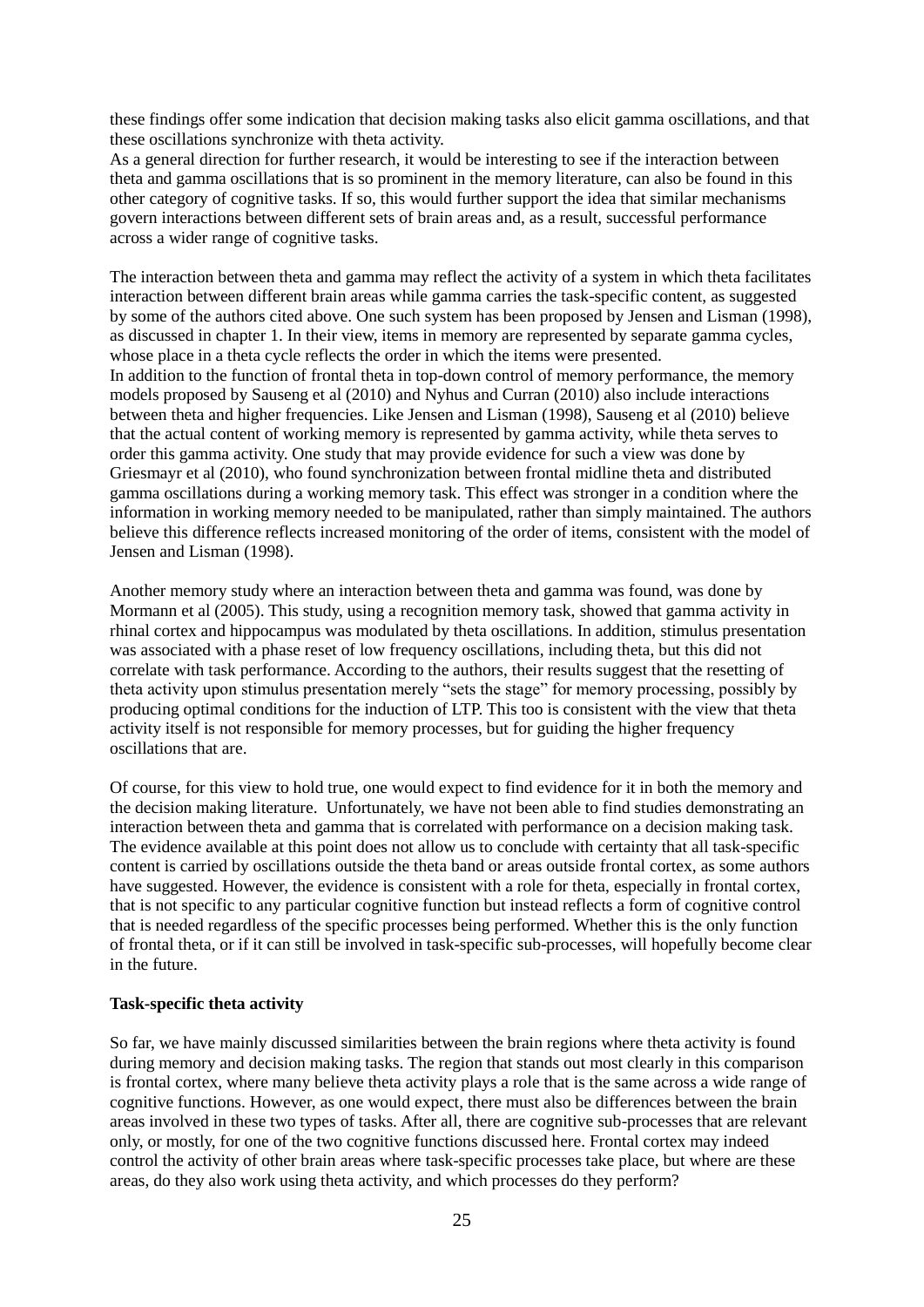these findings offer some indication that decision making tasks also elicit gamma oscillations, and that these oscillations synchronize with theta activity.
As a general direction for further research, it would be interesting to see if the interaction between theta and gamma oscillations that is so prominent in the memory literature, can also be found in this other category of cognitive tasks. If so, this would further support the idea that similar mechanisms govern interactions between different sets of brain areas and, as a result, successful performance across a wider range of cognitive tasks.

The interaction between theta and gamma may reflect the activity of a system in which theta facilitates interaction between different brain areas while gamma carries the task-specific content, as suggested by some of the authors cited above. One such system has been proposed by Jensen and Lisman (1998), as discussed in chapter 1. In their view, items in memory are represented by separate gamma cycles, whose place in a theta cycle reflects the order in which the items were presented.
In addition to the function of frontal theta in top-down control of memory performance, the memory models proposed by Sauseng et al (2010) and Nyhus and Curran (2010) also include interactions between theta and higher frequencies. Like Jensen and Lisman (1998), Sauseng et al (2010) believe that the actual content of working memory is represented by gamma activity, while theta serves to order this gamma activity. One study that may provide evidence for such a view was done by Griesmayr et al (2010), who found synchronization between frontal midline theta and distributed gamma oscillations during a working memory task. This effect was stronger in a condition where the information in working memory needed to be manipulated, rather than simply maintained. The authors believe this difference reflects increased monitoring of the order of items, consistent with the model of Jensen and Lisman (1998).

Another memory study where an interaction between theta and gamma was found, was done by Mormann et al (2005). This study, using a recognition memory task, showed that gamma activity in rhinal cortex and hippocampus was modulated by theta oscillations. In addition, stimulus presentation was associated with a phase reset of low frequency oscillations, including theta, but this did not correlate with task performance. According to the authors, their results suggest that the resetting of theta activity upon stimulus presentation merely "sets the stage" for memory processing, possibly by producing optimal conditions for the induction of LTP. This too is consistent with the view that theta activity itself is not responsible for memory processes, but for guiding the higher frequency oscillations that are.

Of course, for this view to hold true, one would expect to find evidence for it in both the memory and the decision making literature. Unfortunately, we have not been able to find studies demonstrating an interaction between theta and gamma that is correlated with performance on a decision making task. The evidence available at this point does not allow us to conclude with certainty that all task-specific content is carried by oscillations outside the theta band or areas outside frontal cortex, as some authors have suggested. However, the evidence is consistent with a role for theta, especially in frontal cortex, that is not specific to any particular cognitive function but instead reflects a form of cognitive control that is needed regardless of the specific processes being performed. Whether this is the only function of frontal theta, or if it can still be involved in task-specific sub-processes, will hopefully become clear in the future.

**Task-specific theta activity**

So far, we have mainly discussed similarities between the brain regions where theta activity is found during memory and decision making tasks. The region that stands out most clearly in this comparison is frontal cortex, where many believe theta activity plays a role that is the same across a wide range of cognitive functions. However, as one would expect, there must also be differences between the brain areas involved in these two types of tasks. After all, there are cognitive sub-processes that are relevant only, or mostly, for one of the two cognitive functions discussed here. Frontal cortex may indeed control the activity of other brain areas where task-specific processes take place, but where are these areas, do they also work using theta activity, and which processes do they perform?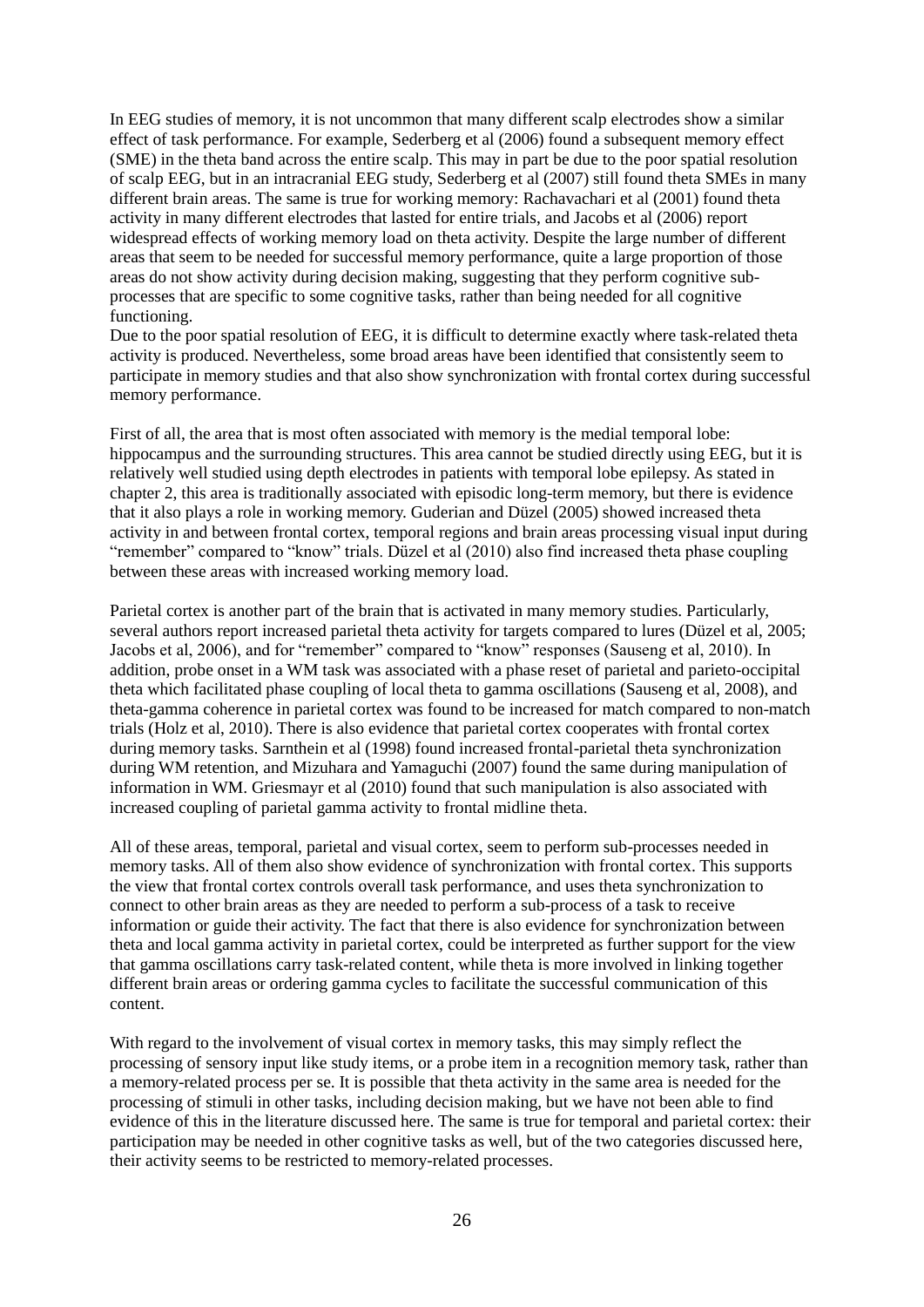In EEG studies of memory, it is not uncommon that many different scalp electrodes show a similar effect of task performance. For example, Sederberg et al (2006) found a subsequent memory effect (SME) in the theta band across the entire scalp. This may in part be due to the poor spatial resolution of scalp EEG, but in an intracranial EEG study, Sederberg et al (2007) still found theta SMEs in many different brain areas. The same is true for working memory: Rachavachari et al (2001) found theta activity in many different electrodes that lasted for entire trials, and Jacobs et al (2006) report widespread effects of working memory load on theta activity. Despite the large number of different areas that seem to be needed for successful memory performance, quite a large proportion of those areas do not show activity during decision making, suggesting that they perform cognitive sub-processes that are specific to some cognitive tasks, rather than being needed for all cognitive functioning.
Due to the poor spatial resolution of EEG, it is difficult to determine exactly where task-related theta activity is produced. Nevertheless, some broad areas have been identified that consistently seem to participate in memory studies and that also show synchronization with frontal cortex during successful memory performance.

First of all, the area that is most often associated with memory is the medial temporal lobe: hippocampus and the surrounding structures. This area cannot be studied directly using EEG, but it is relatively well studied using depth electrodes in patients with temporal lobe epilepsy. As stated in chapter 2, this area is traditionally associated with episodic long-term memory, but there is evidence that it also plays a role in working memory. Guderian and Düzel (2005) showed increased theta activity in and between frontal cortex, temporal regions and brain areas processing visual input during "remember" compared to "know" trials. Düzel et al (2010) also find increased theta phase coupling between these areas with increased working memory load.

Parietal cortex is another part of the brain that is activated in many memory studies. Particularly, several authors report increased parietal theta activity for targets compared to lures (Düzel et al, 2005; Jacobs et al, 2006), and for "remember" compared to "know" responses (Sauseng et al, 2010). In addition, probe onset in a WM task was associated with a phase reset of parietal and parieto-occipital theta which facilitated phase coupling of local theta to gamma oscillations (Sauseng et al, 2008), and theta-gamma coherence in parietal cortex was found to be increased for match compared to non-match trials (Holz et al, 2010). There is also evidence that parietal cortex cooperates with frontal cortex during memory tasks. Sarnthein et al (1998) found increased frontal-parietal theta synchronization during WM retention, and Mizuhara and Yamaguchi (2007) found the same during manipulation of information in WM. Griesmayr et al (2010) found that such manipulation is also associated with increased coupling of parietal gamma activity to frontal midline theta.

All of these areas, temporal, parietal and visual cortex, seem to perform sub-processes needed in memory tasks. All of them also show evidence of synchronization with frontal cortex. This supports the view that frontal cortex controls overall task performance, and uses theta synchronization to connect to other brain areas as they are needed to perform a sub-process of a task to receive information or guide their activity. The fact that there is also evidence for synchronization between theta and local gamma activity in parietal cortex, could be interpreted as further support for the view that gamma oscillations carry task-related content, while theta is more involved in linking together different brain areas or ordering gamma cycles to facilitate the successful communication of this content.

With regard to the involvement of visual cortex in memory tasks, this may simply reflect the processing of sensory input like study items, or a probe item in a recognition memory task, rather than a memory-related process per se. It is possible that theta activity in the same area is needed for the processing of stimuli in other tasks, including decision making, but we have not been able to find evidence of this in the literature discussed here. The same is true for temporal and parietal cortex: their participation may be needed in other cognitive tasks as well, but of the two categories discussed here, their activity seems to be restricted to memory-related processes.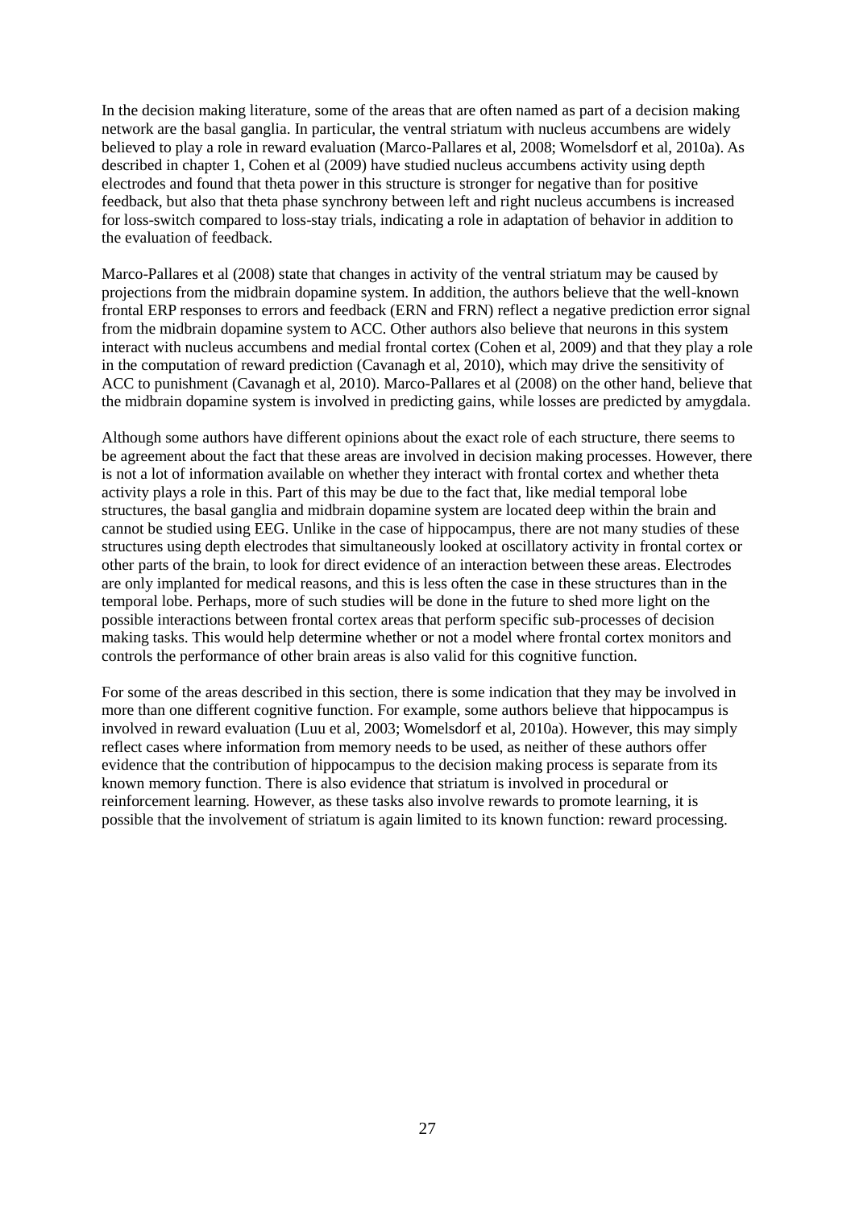In the decision making literature, some of the areas that are often named as part of a decision making network are the basal ganglia. In particular, the ventral striatum with nucleus accumbens are widely believed to play a role in reward evaluation (Marco-Pallares et al, 2008; Womelsdorf et al, 2010a). As described in chapter 1, Cohen et al (2009) have studied nucleus accumbens activity using depth electrodes and found that theta power in this structure is stronger for negative than for positive feedback, but also that theta phase synchrony between left and right nucleus accumbens is increased for loss-switch compared to loss-stay trials, indicating a role in adaptation of behavior in addition to the evaluation of feedback.

Marco-Pallares et al (2008) state that changes in activity of the ventral striatum may be caused by projections from the midbrain dopamine system. In addition, the authors believe that the well-known frontal ERP responses to errors and feedback (ERN and FRN) reflect a negative prediction error signal from the midbrain dopamine system to ACC. Other authors also believe that neurons in this system interact with nucleus accumbens and medial frontal cortex (Cohen et al, 2009) and that they play a role in the computation of reward prediction (Cavanagh et al, 2010), which may drive the sensitivity of ACC to punishment (Cavanagh et al, 2010). Marco-Pallares et al (2008) on the other hand, believe that the midbrain dopamine system is involved in predicting gains, while losses are predicted by amygdala.

Although some authors have different opinions about the exact role of each structure, there seems to be agreement about the fact that these areas are involved in decision making processes. However, there is not a lot of information available on whether they interact with frontal cortex and whether theta activity plays a role in this. Part of this may be due to the fact that, like medial temporal lobe structures, the basal ganglia and midbrain dopamine system are located deep within the brain and cannot be studied using EEG. Unlike in the case of hippocampus, there are not many studies of these structures using depth electrodes that simultaneously looked at oscillatory activity in frontal cortex or other parts of the brain, to look for direct evidence of an interaction between these areas. Electrodes are only implanted for medical reasons, and this is less often the case in these structures than in the temporal lobe. Perhaps, more of such studies will be done in the future to shed more light on the possible interactions between frontal cortex areas that perform specific sub-processes of decision making tasks. This would help determine whether or not a model where frontal cortex monitors and controls the performance of other brain areas is also valid for this cognitive function.

For some of the areas described in this section, there is some indication that they may be involved in more than one different cognitive function. For example, some authors believe that hippocampus is involved in reward evaluation (Luu et al, 2003; Womelsdorf et al, 2010a). However, this may simply reflect cases where information from memory needs to be used, as neither of these authors offer evidence that the contribution of hippocampus to the decision making process is separate from its known memory function. There is also evidence that striatum is involved in procedural or reinforcement learning. However, as these tasks also involve rewards to promote learning, it is possible that the involvement of striatum is again limited to its known function: reward processing.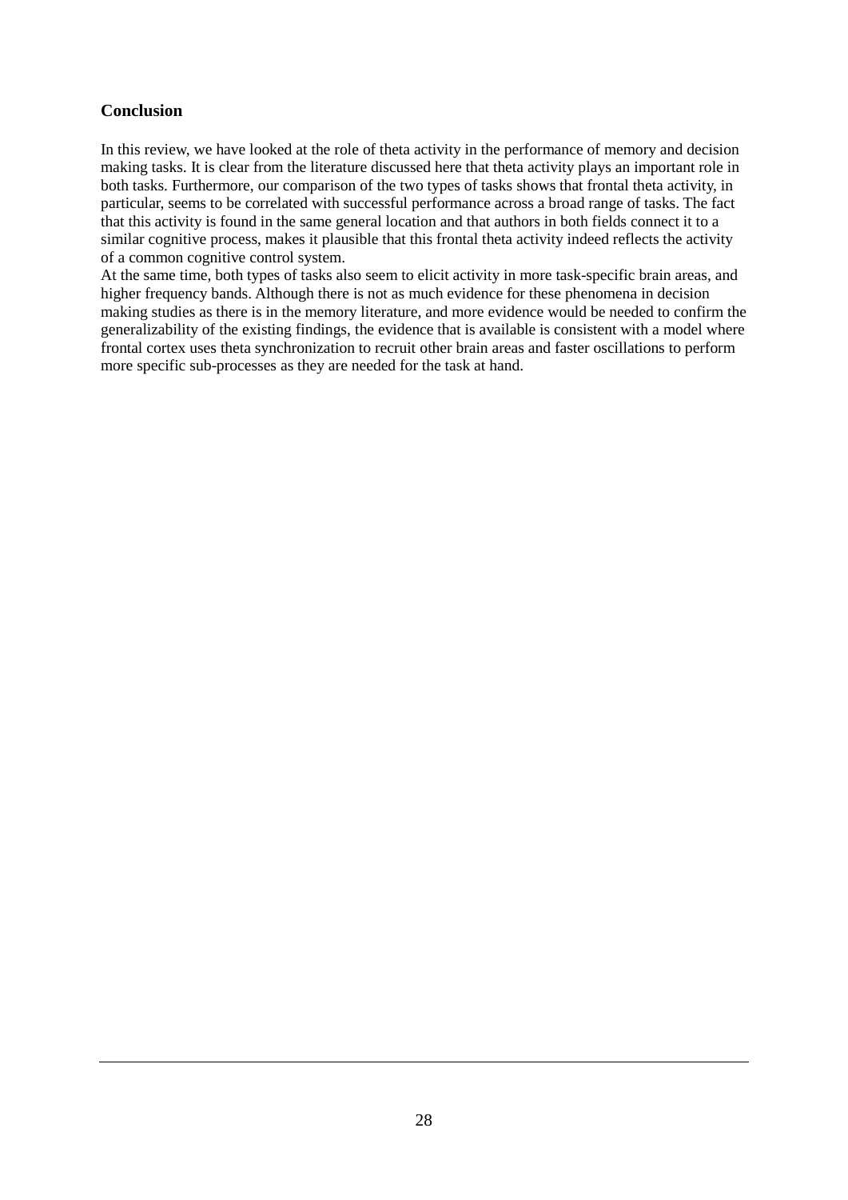## Conclusion

In this review, we have looked at the role of theta activity in the performance of memory and decision making tasks. It is clear from the literature discussed here that theta activity plays an important role in both tasks. Furthermore, our comparison of the two types of tasks shows that frontal theta activity, in particular, seems to be correlated with successful performance across a broad range of tasks. The fact that this activity is found in the same general location and that authors in both fields connect it to a similar cognitive process, makes it plausible that this frontal theta activity indeed reflects the activity of a common cognitive control system.

At the same time, both types of tasks also seem to elicit activity in more task-specific brain areas, and higher frequency bands. Although there is not as much evidence for these phenomena in decision making studies as there is in the memory literature, and more evidence would be needed to confirm the generalizability of the existing findings, the evidence that is available is consistent with a model where frontal cortex uses theta synchronization to recruit other brain areas and faster oscillations to perform more specific sub-processes as they are needed for the task at hand.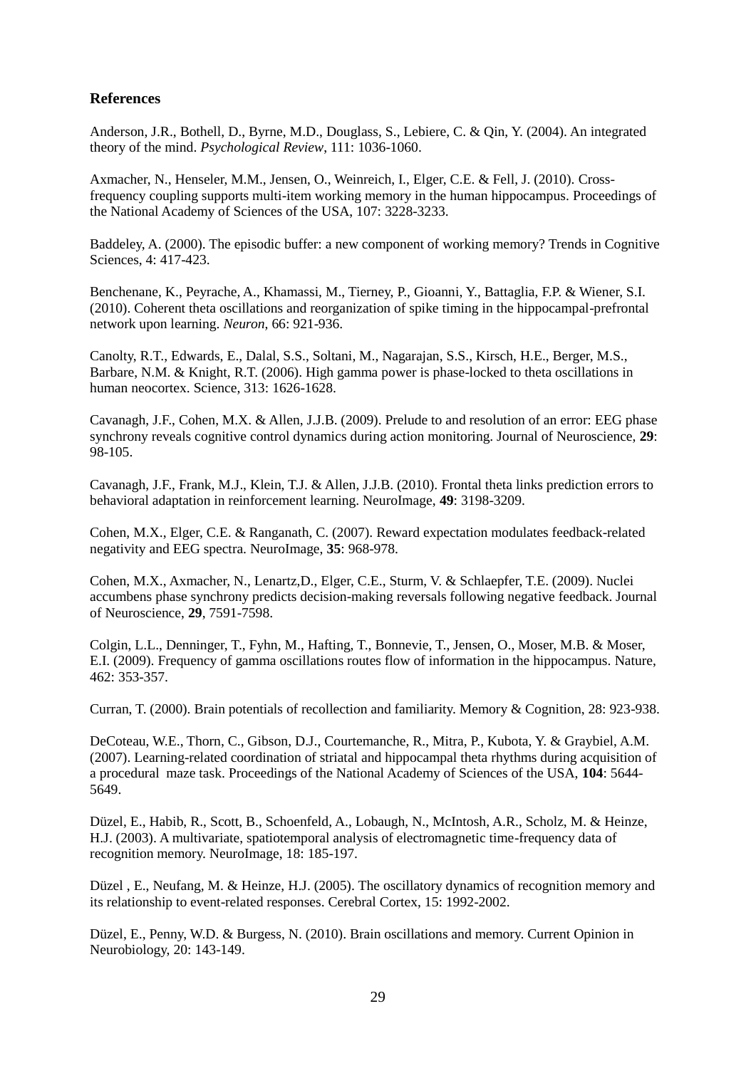## References

Anderson, J.R., Bothell, D., Byrne, M.D., Douglass, S., Lebiere, C. & Qin, Y. (2004). An integrated theory of the mind. *Psychological Review*, 111: 1036-1060.

Axmacher, N., Henseler, M.M., Jensen, O., Weinreich, I., Elger, C.E. & Fell, J. (2010). Cross-frequency coupling supports multi-item working memory in the human hippocampus. Proceedings of the National Academy of Sciences of the USA, 107: 3228-3233.

Baddeley, A. (2000). The episodic buffer: a new component of working memory? Trends in Cognitive Sciences, 4: 417-423.

Benchenane, K., Peyrache, A., Khamassi, M., Tierney, P., Gioanni, Y., Battaglia, F.P. & Wiener, S.I. (2010). Coherent theta oscillations and reorganization of spike timing in the hippocampal-prefrontal network upon learning. *Neuron*, 66: 921-936.

Canolty, R.T., Edwards, E., Dalal, S.S., Soltani, M., Nagarajan, S.S., Kirsch, H.E., Berger, M.S., Barbare, N.M. & Knight, R.T. (2006). High gamma power is phase-locked to theta oscillations in human neocortex. Science, 313: 1626-1628.

Cavanagh, J.F., Cohen, M.X. & Allen, J.J.B. (2009). Prelude to and resolution of an error: EEG phase synchrony reveals cognitive control dynamics during action monitoring. Journal of Neuroscience, **29**: 98-105.

Cavanagh, J.F., Frank, M.J., Klein, T.J. & Allen, J.J.B. (2010). Frontal theta links prediction errors to behavioral adaptation in reinforcement learning. NeuroImage, **49**: 3198-3209.

Cohen, M.X., Elger, C.E. & Ranganath, C. (2007). Reward expectation modulates feedback-related negativity and EEG spectra. NeuroImage, **35**: 968-978.

Cohen, M.X., Axmacher, N., Lenartz,D., Elger, C.E., Sturm, V. & Schlaepfer, T.E. (2009). Nuclei accumbens phase synchrony predicts decision-making reversals following negative feedback. Journal of Neuroscience, **29**, 7591-7598.

Colgin, L.L., Denninger, T., Fyhn, M., Hafting, T., Bonnevie, T., Jensen, O., Moser, M.B. & Moser, E.I. (2009). Frequency of gamma oscillations routes flow of information in the hippocampus. Nature, 462: 353-357.

Curran, T. (2000). Brain potentials of recollection and familiarity. Memory & Cognition, 28: 923-938.

DeCoteau, W.E., Thorn, C., Gibson, D.J., Courtemanche, R., Mitra, P., Kubota, Y. & Graybiel, A.M. (2007). Learning-related coordination of striatal and hippocampal theta rhythms during acquisition of a procedural maze task. Proceedings of the National Academy of Sciences of the USA, **104**: 5644-5649.

Düzel, E., Habib, R., Scott, B., Schoenfeld, A., Lobaugh, N., McIntosh, A.R., Scholz, M. & Heinze, H.J. (2003). A multivariate, spatiotemporal analysis of electromagnetic time-frequency data of recognition memory. NeuroImage, 18: 185-197.

Düzel , E., Neufang, M. & Heinze, H.J. (2005). The oscillatory dynamics of recognition memory and its relationship to event-related responses. Cerebral Cortex, 15: 1992-2002.

Düzel, E., Penny, W.D. & Burgess, N. (2010). Brain oscillations and memory. Current Opinion in Neurobiology, 20: 143-149.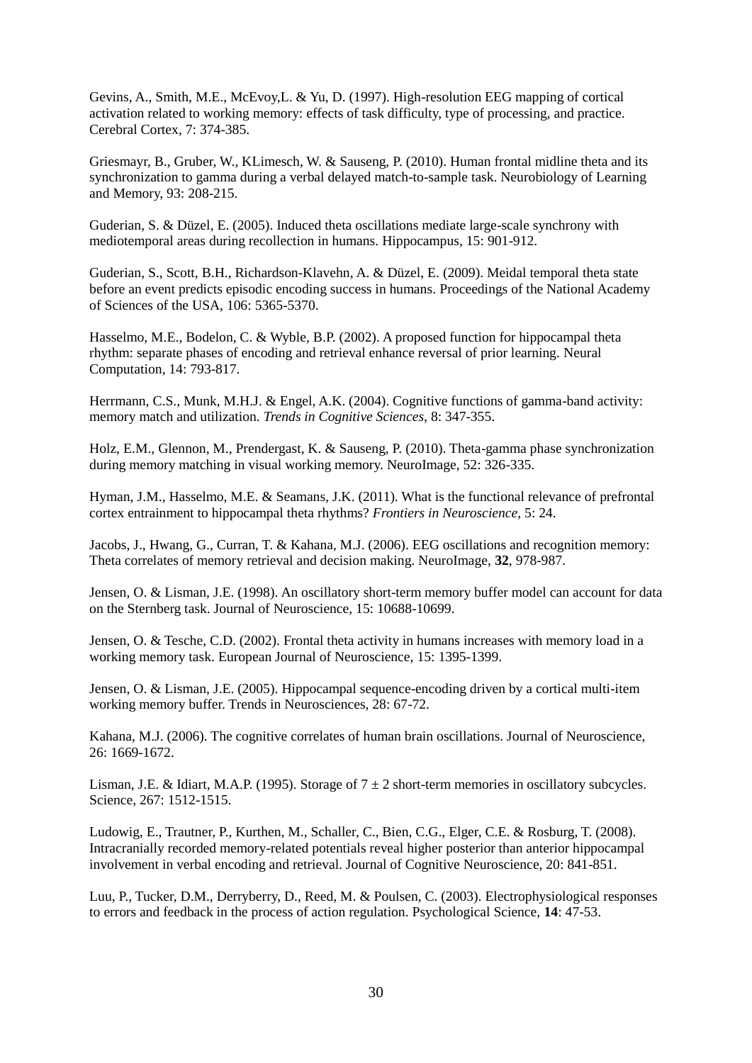Gevins, A., Smith, M.E., McEvoy,L. & Yu, D. (1997). High-resolution EEG mapping of cortical activation related to working memory: effects of task difficulty, type of processing, and practice. Cerebral Cortex, 7: 374-385.

Griesmayr, B., Gruber, W., KLimesch, W. & Sauseng, P. (2010). Human frontal midline theta and its synchronization to gamma during a verbal delayed match-to-sample task. Neurobiology of Learning and Memory, 93: 208-215.

Guderian, S. & Düzel, E. (2005). Induced theta oscillations mediate large-scale synchrony with mediotemporal areas during recollection in humans. Hippocampus, 15: 901-912.

Guderian, S., Scott, B.H., Richardson-Klavehn, A. & Düzel, E. (2009). Meidal temporal theta state before an event predicts episodic encoding success in humans. Proceedings of the National Academy of Sciences of the USA, 106: 5365-5370.

Hasselmo, M.E., Bodelon, C. & Wyble, B.P. (2002). A proposed function for hippocampal theta rhythm: separate phases of encoding and retrieval enhance reversal of prior learning. Neural Computation, 14: 793-817.

Herrmann, C.S., Munk, M.H.J. & Engel, A.K. (2004). Cognitive functions of gamma-band activity: memory match and utilization. *Trends in Cognitive Sciences*, 8: 347-355.

Holz, E.M., Glennon, M., Prendergast, K. & Sauseng, P. (2010). Theta-gamma phase synchronization during memory matching in visual working memory. NeuroImage, 52: 326-335.

Hyman, J.M., Hasselmo, M.E. & Seamans, J.K. (2011). What is the functional relevance of prefrontal cortex entrainment to hippocampal theta rhythms? *Frontiers in Neuroscience*, 5: 24.

Jacobs, J., Hwang, G., Curran, T. & Kahana, M.J. (2006). EEG oscillations and recognition memory: Theta correlates of memory retrieval and decision making. NeuroImage, **32**, 978-987.

Jensen, O. & Lisman, J.E. (1998). An oscillatory short-term memory buffer model can account for data on the Sternberg task. Journal of Neuroscience, 15: 10688-10699.

Jensen, O. & Tesche, C.D. (2002). Frontal theta activity in humans increases with memory load in a working memory task. European Journal of Neuroscience, 15: 1395-1399.

Jensen, O. & Lisman, J.E. (2005). Hippocampal sequence-encoding driven by a cortical multi-item working memory buffer. Trends in Neurosciences, 28: 67-72.

Kahana, M.J. (2006). The cognitive correlates of human brain oscillations. Journal of Neuroscience, 26: 1669-1672.

Lisman, J.E. & Idiart, M.A.P. (1995). Storage of $7 \pm 2$ short-term memories in oscillatory subcycles. Science, 267: 1512-1515.

Ludowig, E., Trautner, P., Kurthen, M., Schaller, C., Bien, C.G., Elger, C.E. & Rosburg, T. (2008). Intracranially recorded memory-related potentials reveal higher posterior than anterior hippocampal involvement in verbal encoding and retrieval. Journal of Cognitive Neuroscience, 20: 841-851.

Luu, P., Tucker, D.M., Derryberry, D., Reed, M. & Poulsen, C. (2003). Electrophysiological responses to errors and feedback in the process of action regulation. Psychological Science, **14**: 47-53.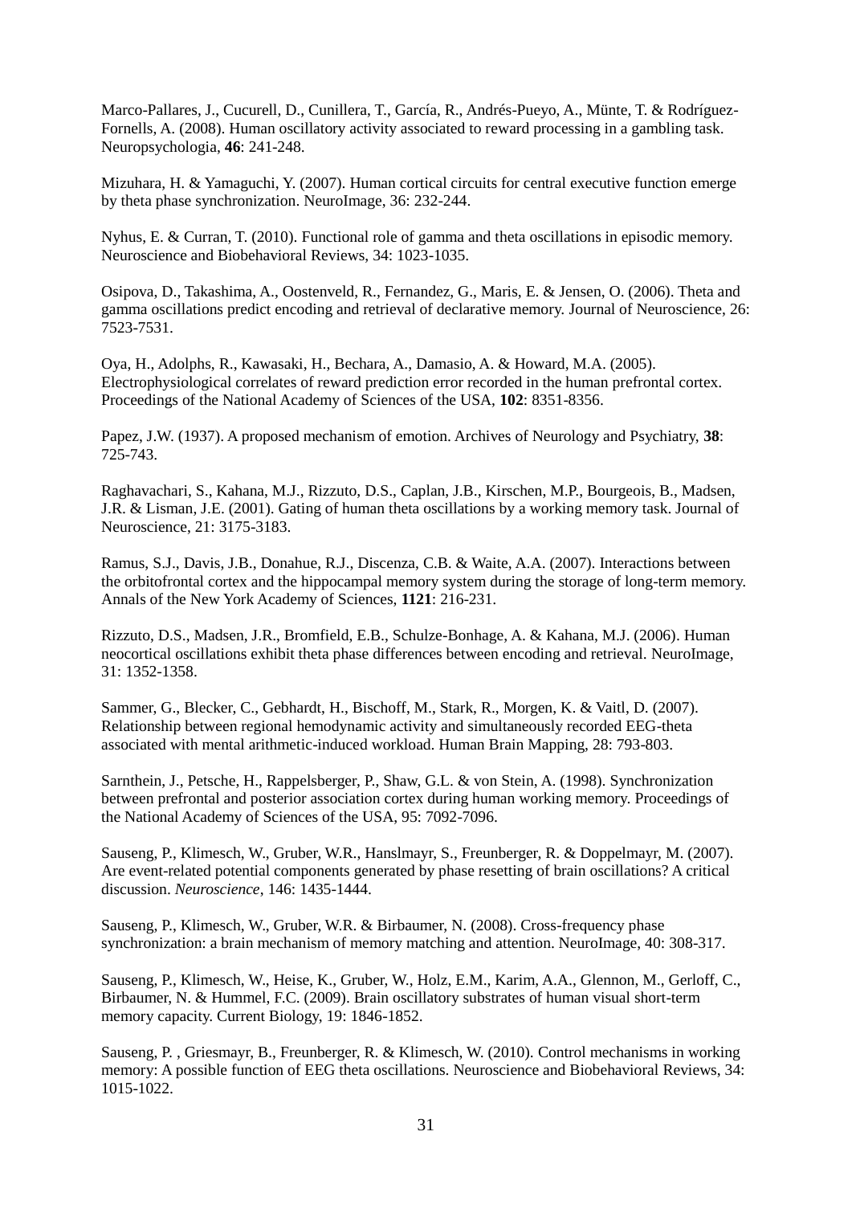Marco-Pallares, J., Cucurell, D., Cunillera, T., García, R., Andrés-Pueyo, A., Münte, T. & Rodríguez-Fornells, A. (2008). Human oscillatory activity associated to reward processing in a gambling task. Neuropsychologia, **46**: 241-248.

Mizuhara, H. & Yamaguchi, Y. (2007). Human cortical circuits for central executive function emerge by theta phase synchronization. NeuroImage, 36: 232-244.

Nyhus, E. & Curran, T. (2010). Functional role of gamma and theta oscillations in episodic memory. Neuroscience and Biobehavioral Reviews, 34: 1023-1035.

Osipova, D., Takashima, A., Oostenveld, R., Fernandez, G., Maris, E. & Jensen, O. (2006). Theta and gamma oscillations predict encoding and retrieval of declarative memory. Journal of Neuroscience, 26: 7523-7531.

Oya, H., Adolphs, R., Kawasaki, H., Bechara, A., Damasio, A. & Howard, M.A. (2005). Electrophysiological correlates of reward prediction error recorded in the human prefrontal cortex. Proceedings of the National Academy of Sciences of the USA, **102**: 8351-8356.

Papez, J.W. (1937). A proposed mechanism of emotion. Archives of Neurology and Psychiatry, **38**: 725-743.

Raghavachari, S., Kahana, M.J., Rizzuto, D.S., Caplan, J.B., Kirschen, M.P., Bourgeois, B., Madsen, J.R. & Lisman, J.E. (2001). Gating of human theta oscillations by a working memory task. Journal of Neuroscience, 21: 3175-3183.

Ramus, S.J., Davis, J.B., Donahue, R.J., Discenza, C.B. & Waite, A.A. (2007). Interactions between the orbitofrontal cortex and the hippocampal memory system during the storage of long-term memory. Annals of the New York Academy of Sciences, **1121**: 216-231.

Rizzuto, D.S., Madsen, J.R., Bromfield, E.B., Schulze-Bonhage, A. & Kahana, M.J. (2006). Human neocortical oscillations exhibit theta phase differences between encoding and retrieval. NeuroImage, 31: 1352-1358.

Sammer, G., Blecker, C., Gebhardt, H., Bischoff, M., Stark, R., Morgen, K. & Vaitl, D. (2007). Relationship between regional hemodynamic activity and simultaneously recorded EEG-theta associated with mental arithmetic-induced workload. Human Brain Mapping, 28: 793-803.

Sarnthein, J., Petsche, H., Rappelsberger, P., Shaw, G.L. & von Stein, A. (1998). Synchronization between prefrontal and posterior association cortex during human working memory. Proceedings of the National Academy of Sciences of the USA, 95: 7092-7096.

Sauseng, P., Klimesch, W., Gruber, W.R., Hanslmayr, S., Freunberger, R. & Doppelmayr, M. (2007). Are event-related potential components generated by phase resetting of brain oscillations? A critical discussion. *Neuroscience*, 146: 1435-1444.

Sauseng, P., Klimesch, W., Gruber, W.R. & Birbaumer, N. (2008). Cross-frequency phase synchronization: a brain mechanism of memory matching and attention. NeuroImage, 40: 308-317.

Sauseng, P., Klimesch, W., Heise, K., Gruber, W., Holz, E.M., Karim, A.A., Glennon, M., Gerloff, C., Birbaumer, N. & Hummel, F.C. (2009). Brain oscillatory substrates of human visual short-term memory capacity. Current Biology, 19: 1846-1852.

Sauseng, P. , Griesmayr, B., Freunberger, R. & Klimesch, W. (2010). Control mechanisms in working memory: A possible function of EEG theta oscillations. Neuroscience and Biobehavioral Reviews, 34: 1015-1022.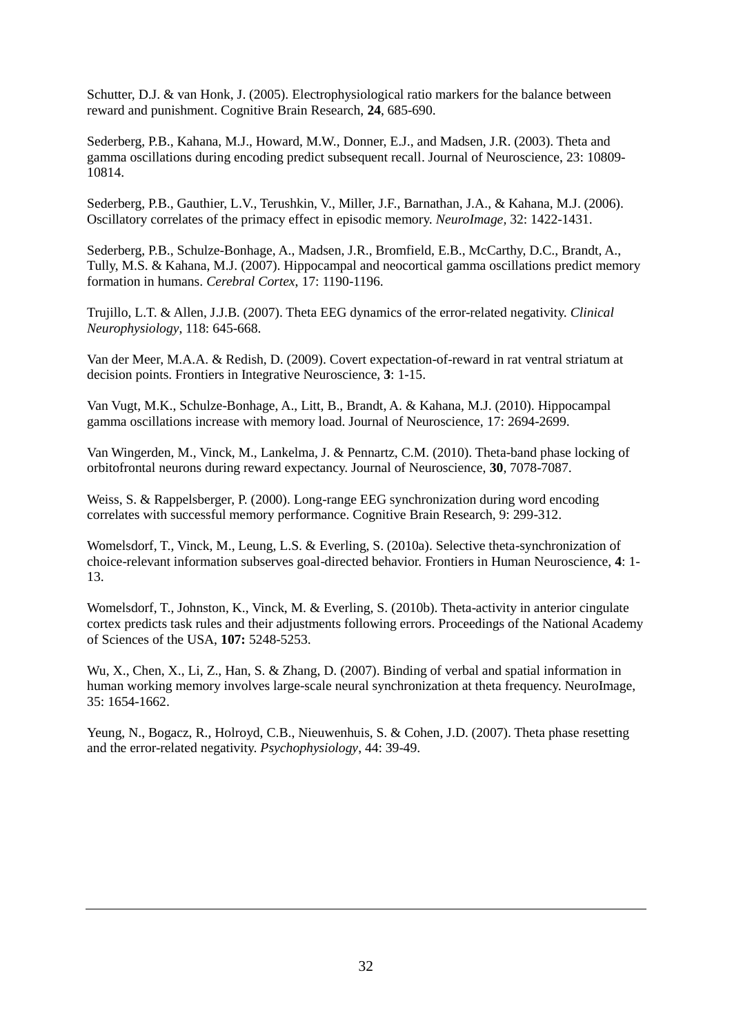Schutter, D.J. & van Honk, J. (2005). Electrophysiological ratio markers for the balance between reward and punishment. Cognitive Brain Research, **24**, 685-690.

Sederberg, P.B., Kahana, M.J., Howard, M.W., Donner, E.J., and Madsen, J.R. (2003). Theta and gamma oscillations during encoding predict subsequent recall. Journal of Neuroscience, 23: 10809-10814.

Sederberg, P.B., Gauthier, L.V., Terushkin, V., Miller, J.F., Barnathan, J.A., & Kahana, M.J. (2006). Oscillatory correlates of the primacy effect in episodic memory. *NeuroImage*, 32: 1422-1431.

Sederberg, P.B., Schulze-Bonhage, A., Madsen, J.R., Bromfield, E.B., McCarthy, D.C., Brandt, A., Tully, M.S. & Kahana, M.J. (2007). Hippocampal and neocortical gamma oscillations predict memory formation in humans. *Cerebral Cortex*, 17: 1190-1196.

Trujillo, L.T. & Allen, J.J.B. (2007). Theta EEG dynamics of the error-related negativity. *Clinical Neurophysiology*, 118: 645-668.

Van der Meer, M.A.A. & Redish, D. (2009). Covert expectation-of-reward in rat ventral striatum at decision points. Frontiers in Integrative Neuroscience, **3**: 1-15.

Van Vugt, M.K., Schulze-Bonhage, A., Litt, B., Brandt, A. & Kahana, M.J. (2010). Hippocampal gamma oscillations increase with memory load. Journal of Neuroscience, 17: 2694-2699.

Van Wingerden, M., Vinck, M., Lankelma, J. & Pennartz, C.M. (2010). Theta-band phase locking of orbitofrontal neurons during reward expectancy. Journal of Neuroscience, **30**, 7078-7087.

Weiss, S. & Rappelsberger, P. (2000). Long-range EEG synchronization during word encoding correlates with successful memory performance. Cognitive Brain Research, 9: 299-312.

Womelsdorf, T., Vinck, M., Leung, L.S. & Everling, S. (2010a). Selective theta-synchronization of choice-relevant information subserves goal-directed behavior. Frontiers in Human Neuroscience, **4**: 1-13.

Womelsdorf, T., Johnston, K., Vinck, M. & Everling, S. (2010b). Theta-activity in anterior cingulate cortex predicts task rules and their adjustments following errors. Proceedings of the National Academy of Sciences of the USA, **107:** 5248-5253.

Wu, X., Chen, X., Li, Z., Han, S. & Zhang, D. (2007). Binding of verbal and spatial information in human working memory involves large-scale neural synchronization at theta frequency. NeuroImage, 35: 1654-1662.

Yeung, N., Bogacz, R., Holroyd, C.B., Nieuwenhuis, S. & Cohen, J.D. (2007). Theta phase resetting and the error-related negativity. *Psychophysiology*, 44: 39-49.